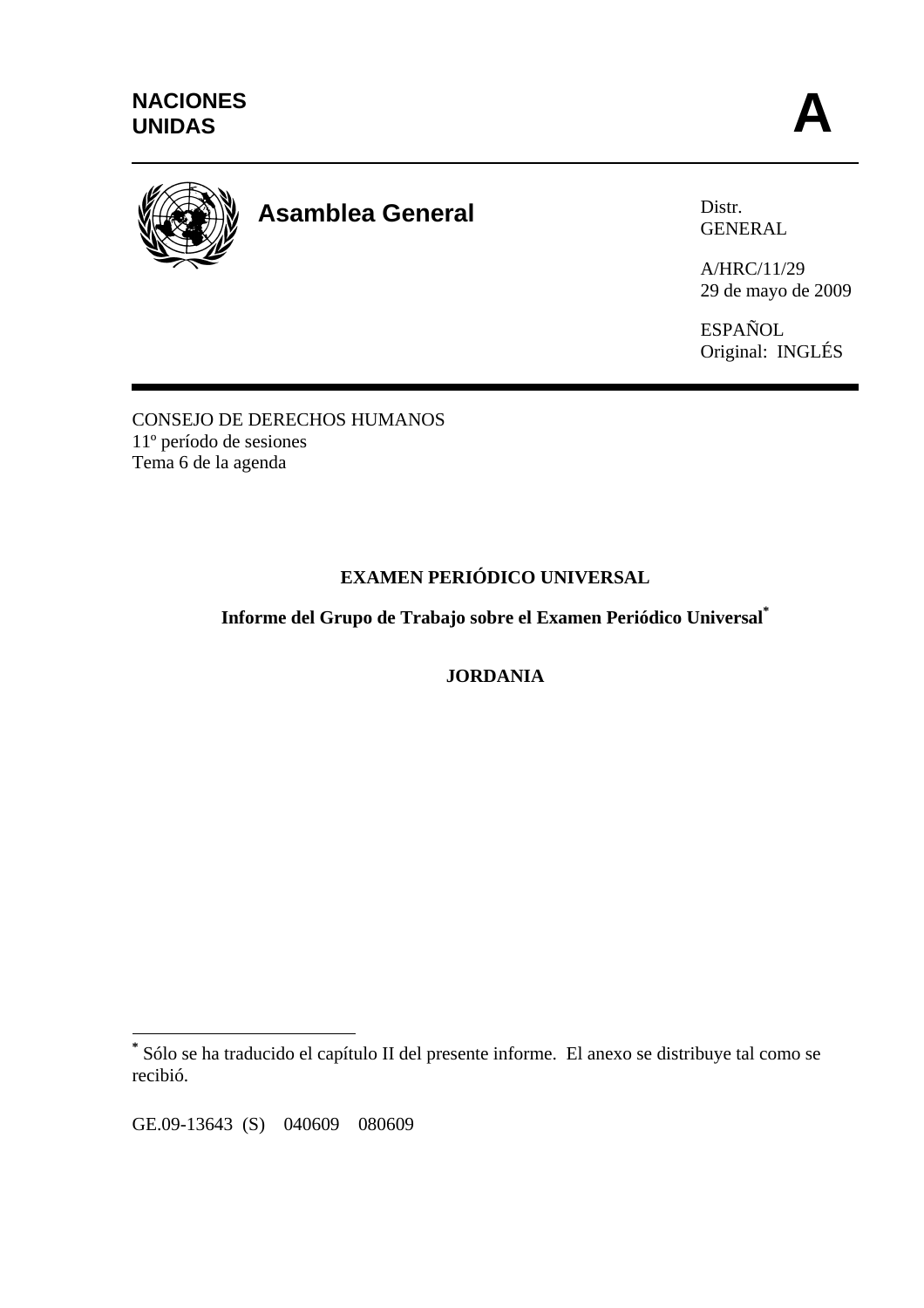NACIONES UNIDAS

**A**

**Asamblea General**

Distr.
GENERAL

A/HRC/11/29
29 de mayo de 2009

ESPAÑOL
Original: INGLÉS

CONSEJO DE DERECHOS HUMANOS
11º período de sesiones
Tema 6 de la agenda

# EXAMEN PERIÓDICO UNIVERSAL

## Informe del Grupo de Trabajo sobre el Examen Periódico Universal*

## JORDANIA

---

* Sólo se ha traducido el capítulo II del presente informe. El anexo se distribuye tal como se recibió.

GE.09-13643 (S) 040609 080609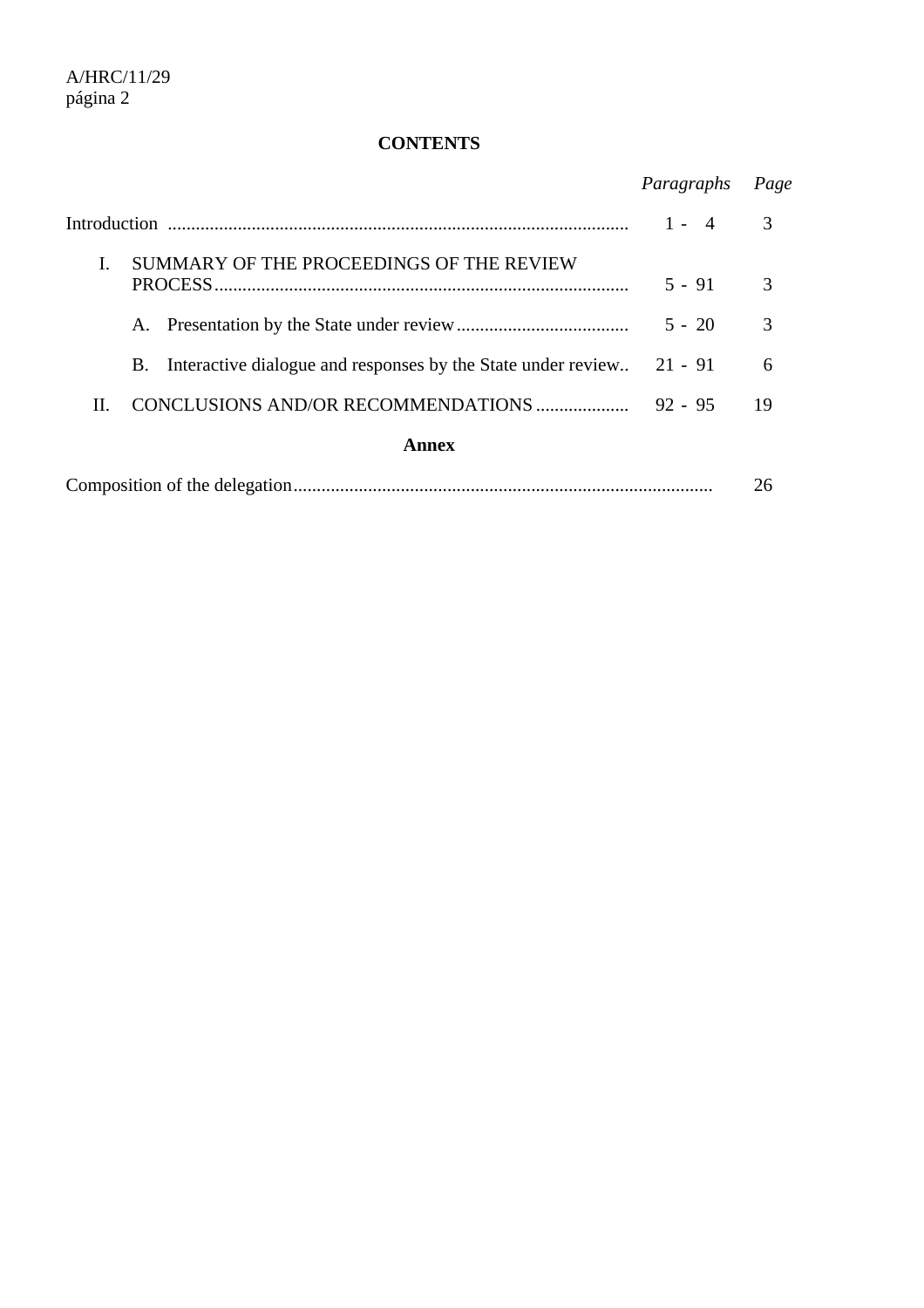## CONTENTS

| | *Paragraphs* | *Page* |
|---|---|---|
| Introduction | 1 - 4 | 3 |
| I. SUMMARY OF THE PROCEEDINGS OF THE REVIEW PROCESS | 5 - 91 | 3 |
| A. Presentation by the State under review | 5 - 20 | 3 |
| B. Interactive dialogue and responses by the State under review | 21 - 91 | 6 |
| II. CONCLUSIONS AND/OR RECOMMENDATIONS | 92 - 95 | 19 |

**Annex**

| | |
|---|---|
| Composition of the delegation | 26 |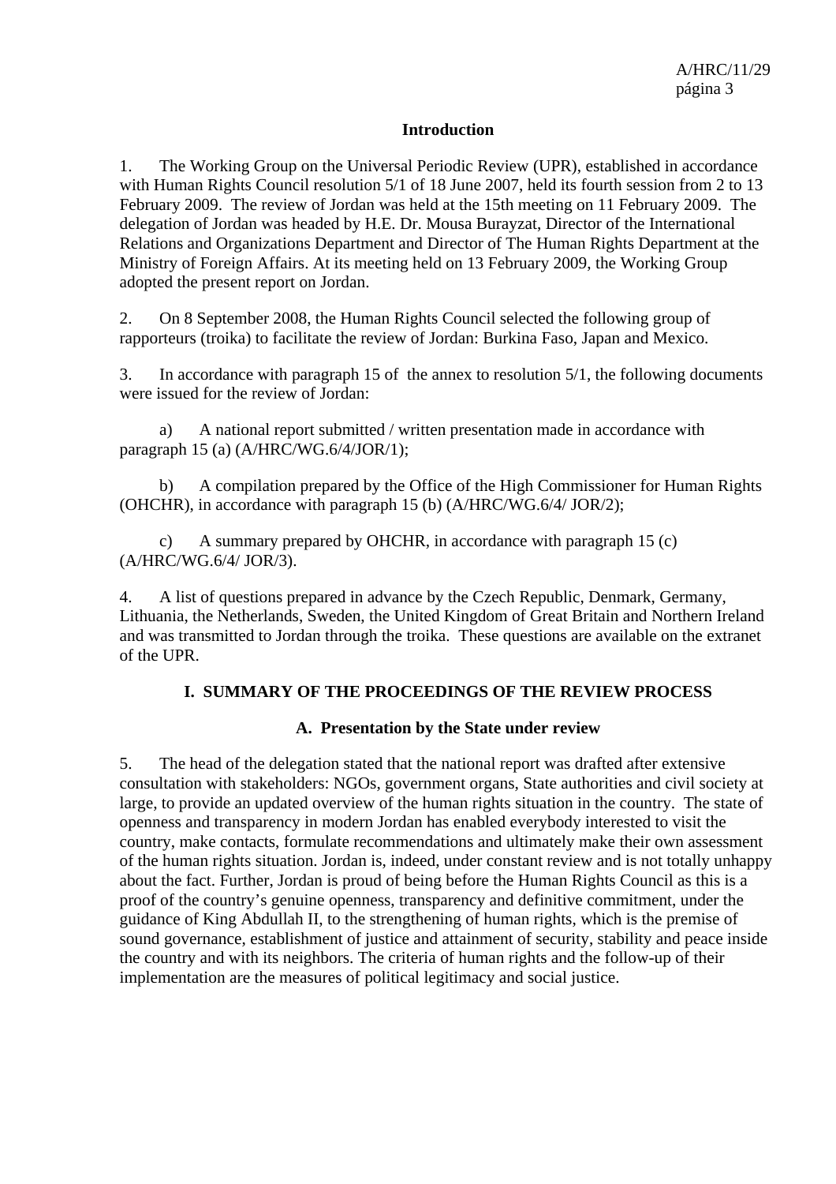## Introduction

1. The Working Group on the Universal Periodic Review (UPR), established in accordance with Human Rights Council resolution 5/1 of 18 June 2007, held its fourth session from 2 to 13 February 2009. The review of Jordan was held at the 15th meeting on 11 February 2009. The delegation of Jordan was headed by H.E. Dr. Mousa Burayzat, Director of the International Relations and Organizations Department and Director of The Human Rights Department at the Ministry of Foreign Affairs. At its meeting held on 13 February 2009, the Working Group adopted the present report on Jordan.

2. On 8 September 2008, the Human Rights Council selected the following group of rapporteurs (troika) to facilitate the review of Jordan: Burkina Faso, Japan and Mexico.

3. In accordance with paragraph 15 of the annex to resolution 5/1, the following documents were issued for the review of Jordan:

a) A national report submitted / written presentation made in accordance with paragraph 15 (a) (A/HRC/WG.6/4/JOR/1);

b) A compilation prepared by the Office of the High Commissioner for Human Rights (OHCHR), in accordance with paragraph 15 (b) (A/HRC/WG.6/4/ JOR/2);

c) A summary prepared by OHCHR, in accordance with paragraph 15 (c) (A/HRC/WG.6/4/ JOR/3).

4. A list of questions prepared in advance by the Czech Republic, Denmark, Germany, Lithuania, the Netherlands, Sweden, the United Kingdom of Great Britain and Northern Ireland and was transmitted to Jordan through the troika. These questions are available on the extranet of the UPR.

## I. SUMMARY OF THE PROCEEDINGS OF THE REVIEW PROCESS

### A. Presentation by the State under review

5. The head of the delegation stated that the national report was drafted after extensive consultation with stakeholders: NGOs, government organs, State authorities and civil society at large, to provide an updated overview of the human rights situation in the country. The state of openness and transparency in modern Jordan has enabled everybody interested to visit the country, make contacts, formulate recommendations and ultimately make their own assessment of the human rights situation. Jordan is, indeed, under constant review and is not totally unhappy about the fact. Further, Jordan is proud of being before the Human Rights Council as this is a proof of the country's genuine openness, transparency and definitive commitment, under the guidance of King Abdullah II, to the strengthening of human rights, which is the premise of sound governance, establishment of justice and attainment of security, stability and peace inside the country and with its neighbors. The criteria of human rights and the follow-up of their implementation are the measures of political legitimacy and social justice.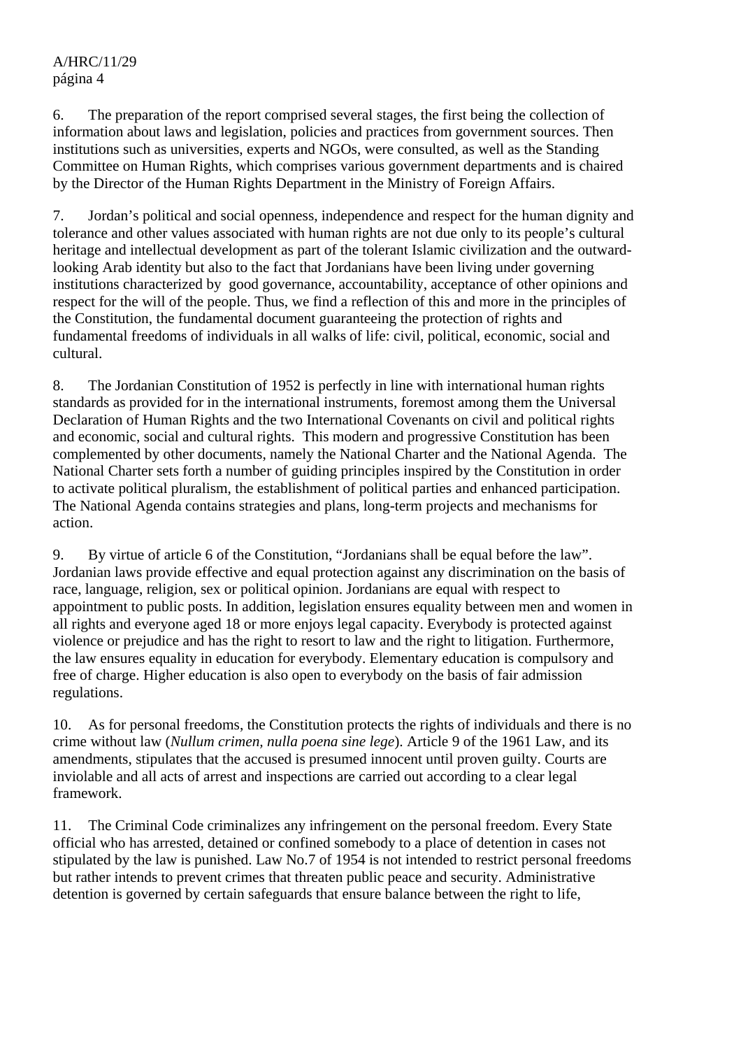6. The preparation of the report comprised several stages, the first being the collection of information about laws and legislation, policies and practices from government sources. Then institutions such as universities, experts and NGOs, were consulted, as well as the Standing Committee on Human Rights, which comprises various government departments and is chaired by the Director of the Human Rights Department in the Ministry of Foreign Affairs.

7. Jordan's political and social openness, independence and respect for the human dignity and tolerance and other values associated with human rights are not due only to its people's cultural heritage and intellectual development as part of the tolerant Islamic civilization and the outward-looking Arab identity but also to the fact that Jordanians have been living under governing institutions characterized by good governance, accountability, acceptance of other opinions and respect for the will of the people. Thus, we find a reflection of this and more in the principles of the Constitution, the fundamental document guaranteeing the protection of rights and fundamental freedoms of individuals in all walks of life: civil, political, economic, social and cultural.

8. The Jordanian Constitution of 1952 is perfectly in line with international human rights standards as provided for in the international instruments, foremost among them the Universal Declaration of Human Rights and the two International Covenants on civil and political rights and economic, social and cultural rights. This modern and progressive Constitution has been complemented by other documents, namely the National Charter and the National Agenda. The National Charter sets forth a number of guiding principles inspired by the Constitution in order to activate political pluralism, the establishment of political parties and enhanced participation. The National Agenda contains strategies and plans, long-term projects and mechanisms for action.

9. By virtue of article 6 of the Constitution, "Jordanians shall be equal before the law". Jordanian laws provide effective and equal protection against any discrimination on the basis of race, language, religion, sex or political opinion. Jordanians are equal with respect to appointment to public posts. In addition, legislation ensures equality between men and women in all rights and everyone aged 18 or more enjoys legal capacity. Everybody is protected against violence or prejudice and has the right to resort to law and the right to litigation. Furthermore, the law ensures equality in education for everybody. Elementary education is compulsory and free of charge. Higher education is also open to everybody on the basis of fair admission regulations.

10. As for personal freedoms, the Constitution protects the rights of individuals and there is no crime without law (*Nullum crimen, nulla poena sine lege*). Article 9 of the 1961 Law, and its amendments, stipulates that the accused is presumed innocent until proven guilty. Courts are inviolable and all acts of arrest and inspections are carried out according to a clear legal framework.

11. The Criminal Code criminalizes any infringement on the personal freedom. Every State official who has arrested, detained or confined somebody to a place of detention in cases not stipulated by the law is punished. Law No.7 of 1954 is not intended to restrict personal freedoms but rather intends to prevent crimes that threaten public peace and security. Administrative detention is governed by certain safeguards that ensure balance between the right to life,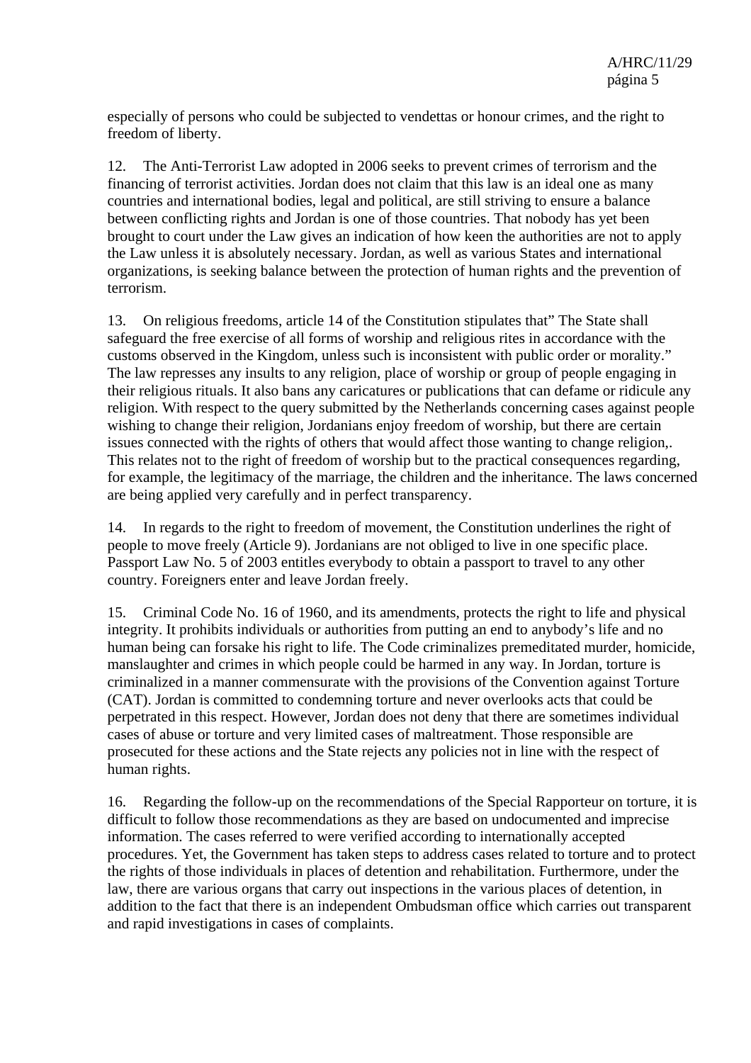especially of persons who could be subjected to vendettas or honour crimes, and the right to freedom of liberty.

12. The Anti-Terrorist Law adopted in 2006 seeks to prevent crimes of terrorism and the financing of terrorist activities. Jordan does not claim that this law is an ideal one as many countries and international bodies, legal and political, are still striving to ensure a balance between conflicting rights and Jordan is one of those countries. That nobody has yet been brought to court under the Law gives an indication of how keen the authorities are not to apply the Law unless it is absolutely necessary. Jordan, as well as various States and international organizations, is seeking balance between the protection of human rights and the prevention of terrorism.

13. On religious freedoms, article 14 of the Constitution stipulates that" The State shall safeguard the free exercise of all forms of worship and religious rites in accordance with the customs observed in the Kingdom, unless such is inconsistent with public order or morality." The law represses any insults to any religion, place of worship or group of people engaging in their religious rituals. It also bans any caricatures or publications that can defame or ridicule any religion. With respect to the query submitted by the Netherlands concerning cases against people wishing to change their religion, Jordanians enjoy freedom of worship, but there are certain issues connected with the rights of others that would affect those wanting to change religion,. This relates not to the right of freedom of worship but to the practical consequences regarding, for example, the legitimacy of the marriage, the children and the inheritance. The laws concerned are being applied very carefully and in perfect transparency.

14. In regards to the right to freedom of movement, the Constitution underlines the right of people to move freely (Article 9). Jordanians are not obliged to live in one specific place. Passport Law No. 5 of 2003 entitles everybody to obtain a passport to travel to any other country. Foreigners enter and leave Jordan freely.

15. Criminal Code No. 16 of 1960, and its amendments, protects the right to life and physical integrity. It prohibits individuals or authorities from putting an end to anybody's life and no human being can forsake his right to life. The Code criminalizes premeditated murder, homicide, manslaughter and crimes in which people could be harmed in any way. In Jordan, torture is criminalized in a manner commensurate with the provisions of the Convention against Torture (CAT). Jordan is committed to condemning torture and never overlooks acts that could be perpetrated in this respect. However, Jordan does not deny that there are sometimes individual cases of abuse or torture and very limited cases of maltreatment. Those responsible are prosecuted for these actions and the State rejects any policies not in line with the respect of human rights.

16. Regarding the follow-up on the recommendations of the Special Rapporteur on torture, it is difficult to follow those recommendations as they are based on undocumented and imprecise information. The cases referred to were verified according to internationally accepted procedures. Yet, the Government has taken steps to address cases related to torture and to protect the rights of those individuals in places of detention and rehabilitation. Furthermore, under the law, there are various organs that carry out inspections in the various places of detention, in addition to the fact that there is an independent Ombudsman office which carries out transparent and rapid investigations in cases of complaints.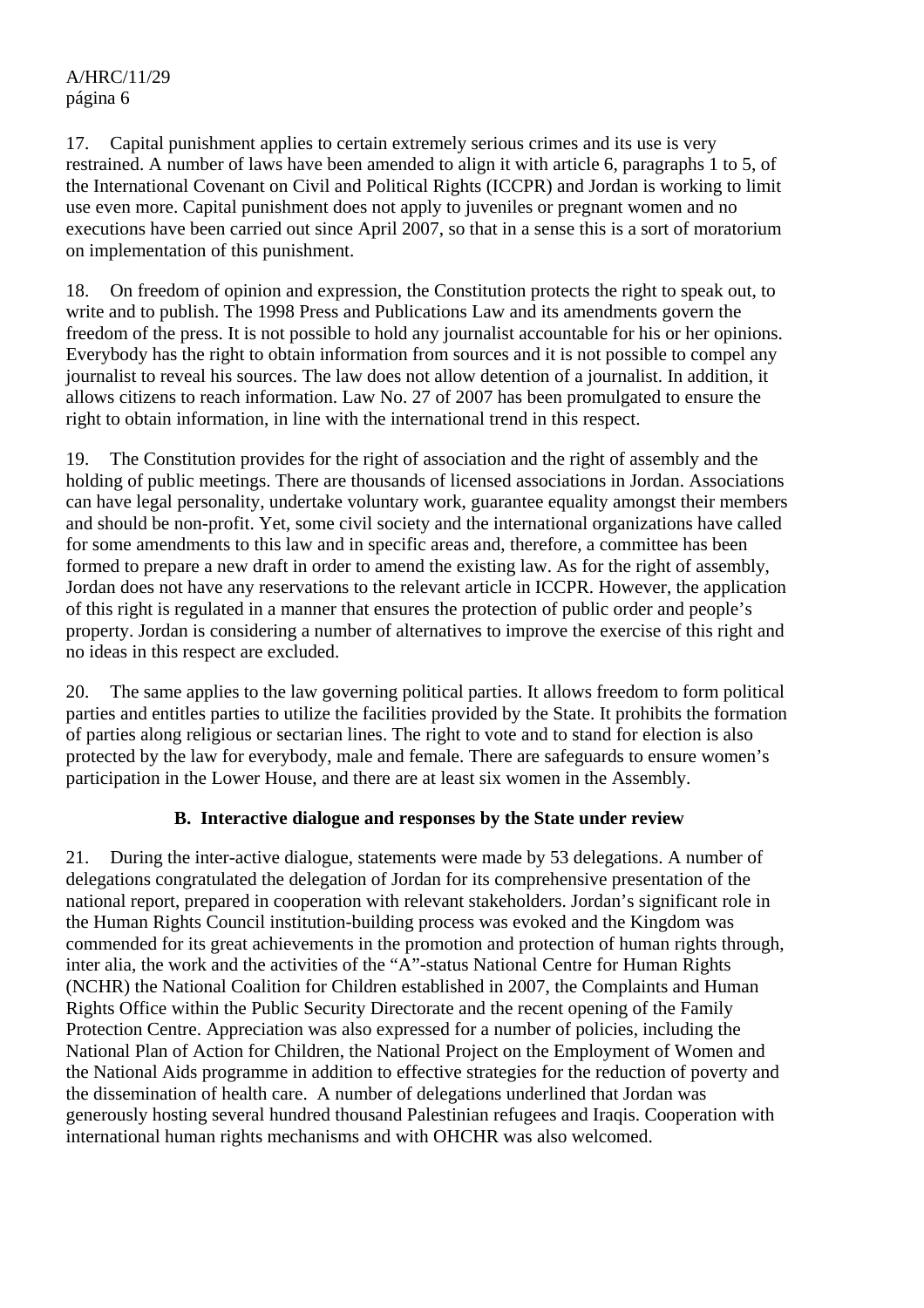17. Capital punishment applies to certain extremely serious crimes and its use is very restrained. A number of laws have been amended to align it with article 6, paragraphs 1 to 5, of the International Covenant on Civil and Political Rights (ICCPR) and Jordan is working to limit use even more. Capital punishment does not apply to juveniles or pregnant women and no executions have been carried out since April 2007, so that in a sense this is a sort of moratorium on implementation of this punishment.

18. On freedom of opinion and expression, the Constitution protects the right to speak out, to write and to publish. The 1998 Press and Publications Law and its amendments govern the freedom of the press. It is not possible to hold any journalist accountable for his or her opinions. Everybody has the right to obtain information from sources and it is not possible to compel any journalist to reveal his sources. The law does not allow detention of a journalist. In addition, it allows citizens to reach information. Law No. 27 of 2007 has been promulgated to ensure the right to obtain information, in line with the international trend in this respect.

19. The Constitution provides for the right of association and the right of assembly and the holding of public meetings. There are thousands of licensed associations in Jordan. Associations can have legal personality, undertake voluntary work, guarantee equality amongst their members and should be non-profit. Yet, some civil society and the international organizations have called for some amendments to this law and in specific areas and, therefore, a committee has been formed to prepare a new draft in order to amend the existing law. As for the right of assembly, Jordan does not have any reservations to the relevant article in ICCPR. However, the application of this right is regulated in a manner that ensures the protection of public order and people's property. Jordan is considering a number of alternatives to improve the exercise of this right and no ideas in this respect are excluded.

20. The same applies to the law governing political parties. It allows freedom to form political parties and entitles parties to utilize the facilities provided by the State. It prohibits the formation of parties along religious or sectarian lines. The right to vote and to stand for election is also protected by the law for everybody, male and female. There are safeguards to ensure women's participation in the Lower House, and there are at least six women in the Assembly.

## B. Interactive dialogue and responses by the State under review

21. During the inter-active dialogue, statements were made by 53 delegations. A number of delegations congratulated the delegation of Jordan for its comprehensive presentation of the national report, prepared in cooperation with relevant stakeholders. Jordan's significant role in the Human Rights Council institution-building process was evoked and the Kingdom was commended for its great achievements in the promotion and protection of human rights through, inter alia, the work and the activities of the "A"-status National Centre for Human Rights (NCHR) the National Coalition for Children established in 2007, the Complaints and Human Rights Office within the Public Security Directorate and the recent opening of the Family Protection Centre. Appreciation was also expressed for a number of policies, including the National Plan of Action for Children, the National Project on the Employment of Women and the National Aids programme in addition to effective strategies for the reduction of poverty and the dissemination of health care. A number of delegations underlined that Jordan was generously hosting several hundred thousand Palestinian refugees and Iraqis. Cooperation with international human rights mechanisms and with OHCHR was also welcomed.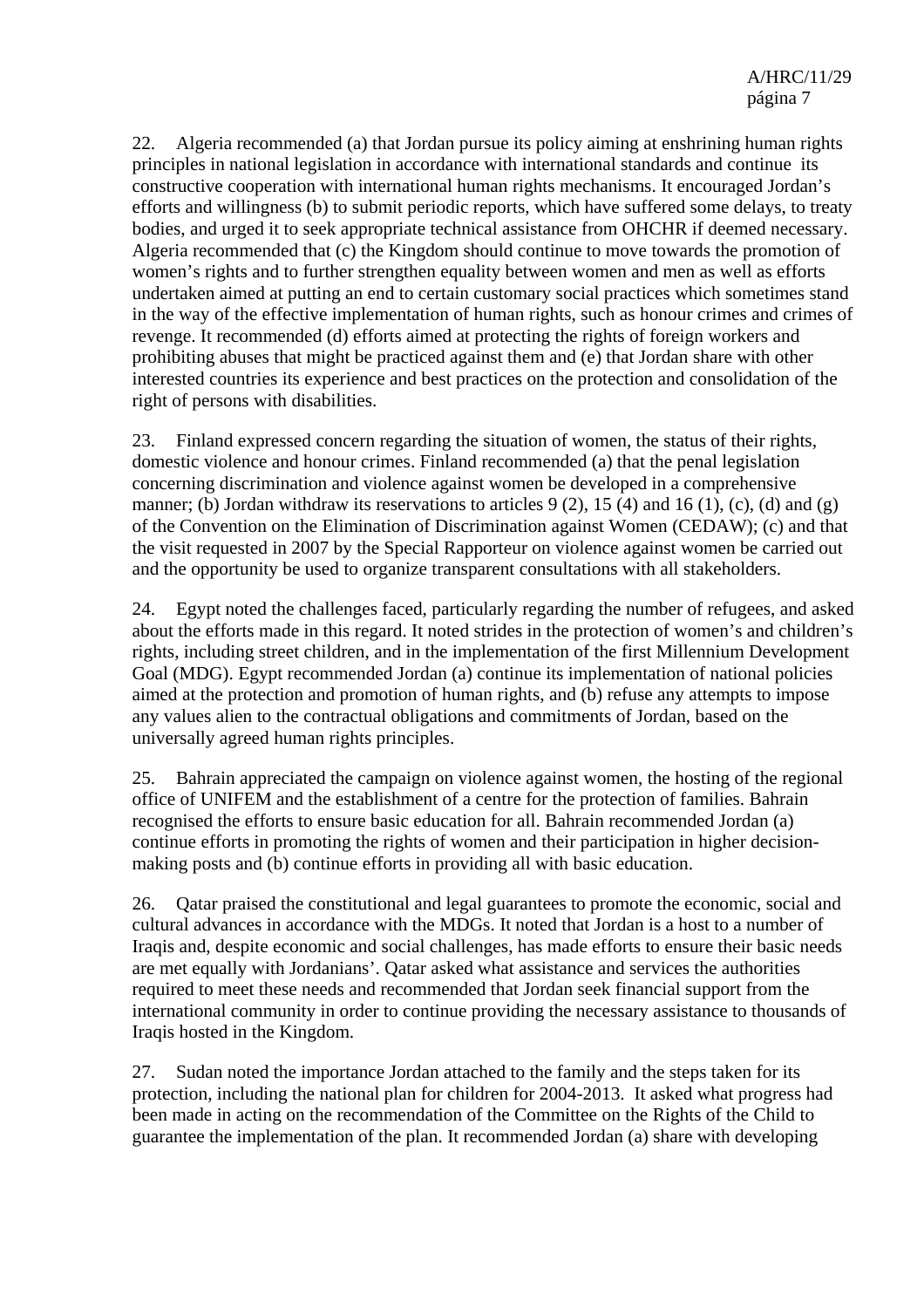22. Algeria recommended (a) that Jordan pursue its policy aiming at enshrining human rights principles in national legislation in accordance with international standards and continue its constructive cooperation with international human rights mechanisms. It encouraged Jordan's efforts and willingness (b) to submit periodic reports, which have suffered some delays, to treaty bodies, and urged it to seek appropriate technical assistance from OHCHR if deemed necessary. Algeria recommended that (c) the Kingdom should continue to move towards the promotion of women's rights and to further strengthen equality between women and men as well as efforts undertaken aimed at putting an end to certain customary social practices which sometimes stand in the way of the effective implementation of human rights, such as honour crimes and crimes of revenge. It recommended (d) efforts aimed at protecting the rights of foreign workers and prohibiting abuses that might be practiced against them and (e) that Jordan share with other interested countries its experience and best practices on the protection and consolidation of the right of persons with disabilities.

23. Finland expressed concern regarding the situation of women, the status of their rights, domestic violence and honour crimes. Finland recommended (a) that the penal legislation concerning discrimination and violence against women be developed in a comprehensive manner; (b) Jordan withdraw its reservations to articles 9 (2), 15 (4) and 16 (1), (c), (d) and (g) of the Convention on the Elimination of Discrimination against Women (CEDAW); (c) and that the visit requested in 2007 by the Special Rapporteur on violence against women be carried out and the opportunity be used to organize transparent consultations with all stakeholders.

24. Egypt noted the challenges faced, particularly regarding the number of refugees, and asked about the efforts made in this regard. It noted strides in the protection of women's and children's rights, including street children, and in the implementation of the first Millennium Development Goal (MDG). Egypt recommended Jordan (a) continue its implementation of national policies aimed at the protection and promotion of human rights, and (b) refuse any attempts to impose any values alien to the contractual obligations and commitments of Jordan, based on the universally agreed human rights principles.

25. Bahrain appreciated the campaign on violence against women, the hosting of the regional office of UNIFEM and the establishment of a centre for the protection of families. Bahrain recognised the efforts to ensure basic education for all. Bahrain recommended Jordan (a) continue efforts in promoting the rights of women and their participation in higher decision-making posts and (b) continue efforts in providing all with basic education.

26. Qatar praised the constitutional and legal guarantees to promote the economic, social and cultural advances in accordance with the MDGs. It noted that Jordan is a host to a number of Iraqis and, despite economic and social challenges, has made efforts to ensure their basic needs are met equally with Jordanians'. Qatar asked what assistance and services the authorities required to meet these needs and recommended that Jordan seek financial support from the international community in order to continue providing the necessary assistance to thousands of Iraqis hosted in the Kingdom.

27. Sudan noted the importance Jordan attached to the family and the steps taken for its protection, including the national plan for children for 2004-2013. It asked what progress had been made in acting on the recommendation of the Committee on the Rights of the Child to guarantee the implementation of the plan. It recommended Jordan (a) share with developing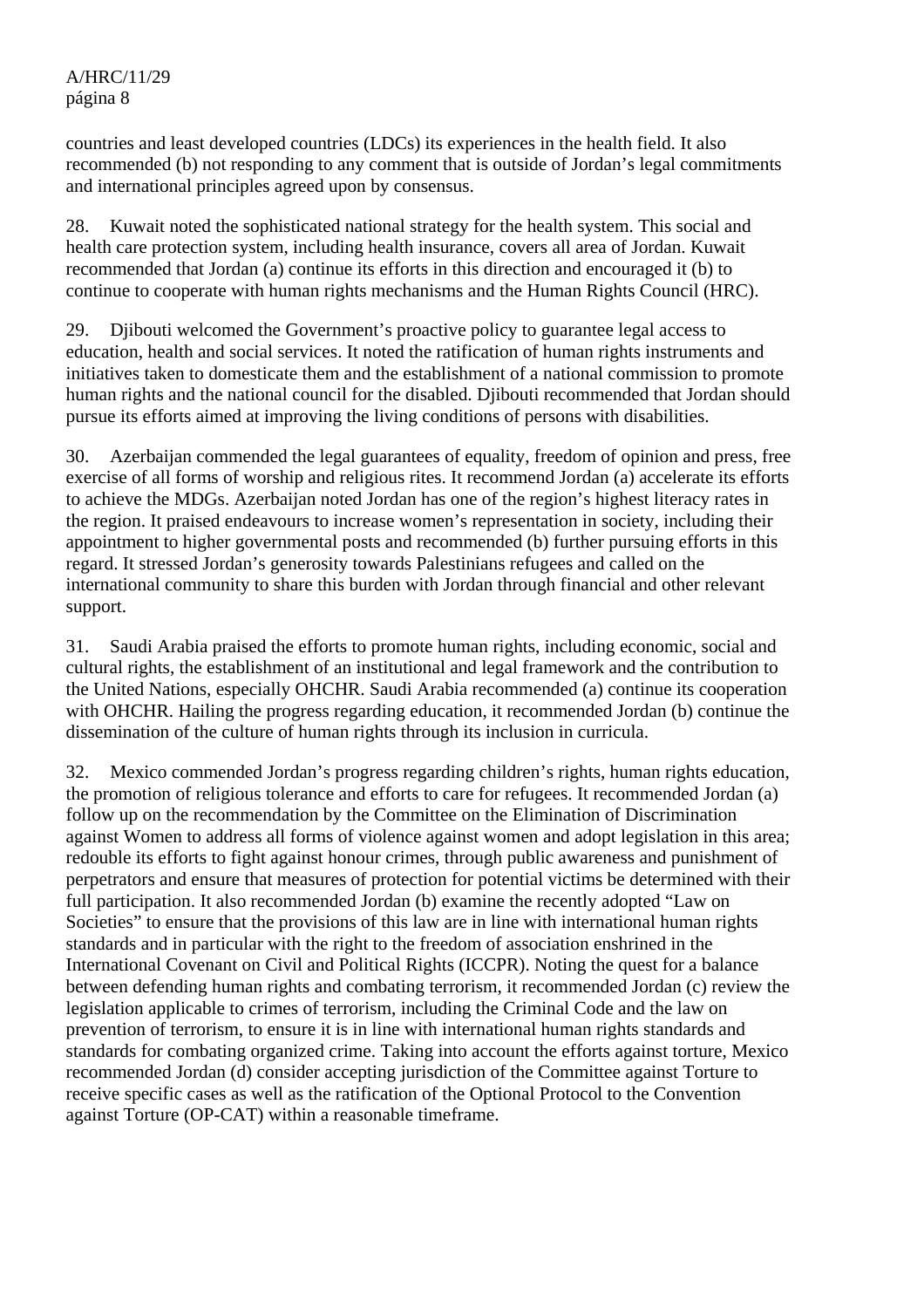countries and least developed countries (LDCs) its experiences in the health field. It also recommended (b) not responding to any comment that is outside of Jordan's legal commitments and international principles agreed upon by consensus.

28. Kuwait noted the sophisticated national strategy for the health system. This social and health care protection system, including health insurance, covers all area of Jordan. Kuwait recommended that Jordan (a) continue its efforts in this direction and encouraged it (b) to continue to cooperate with human rights mechanisms and the Human Rights Council (HRC).

29. Djibouti welcomed the Government's proactive policy to guarantee legal access to education, health and social services. It noted the ratification of human rights instruments and initiatives taken to domesticate them and the establishment of a national commission to promote human rights and the national council for the disabled. Djibouti recommended that Jordan should pursue its efforts aimed at improving the living conditions of persons with disabilities.

30. Azerbaijan commended the legal guarantees of equality, freedom of opinion and press, free exercise of all forms of worship and religious rites. It recommend Jordan (a) accelerate its efforts to achieve the MDGs. Azerbaijan noted Jordan has one of the region's highest literacy rates in the region. It praised endeavours to increase women's representation in society, including their appointment to higher governmental posts and recommended (b) further pursuing efforts in this regard. It stressed Jordan's generosity towards Palestinians refugees and called on the international community to share this burden with Jordan through financial and other relevant support.

31. Saudi Arabia praised the efforts to promote human rights, including economic, social and cultural rights, the establishment of an institutional and legal framework and the contribution to the United Nations, especially OHCHR. Saudi Arabia recommended (a) continue its cooperation with OHCHR. Hailing the progress regarding education, it recommended Jordan (b) continue the dissemination of the culture of human rights through its inclusion in curricula.

32. Mexico commended Jordan's progress regarding children's rights, human rights education, the promotion of religious tolerance and efforts to care for refugees. It recommended Jordan (a) follow up on the recommendation by the Committee on the Elimination of Discrimination against Women to address all forms of violence against women and adopt legislation in this area; redouble its efforts to fight against honour crimes, through public awareness and punishment of perpetrators and ensure that measures of protection for potential victims be determined with their full participation. It also recommended Jordan (b) examine the recently adopted "Law on Societies" to ensure that the provisions of this law are in line with international human rights standards and in particular with the right to the freedom of association enshrined in the International Covenant on Civil and Political Rights (ICCPR). Noting the quest for a balance between defending human rights and combating terrorism, it recommended Jordan (c) review the legislation applicable to crimes of terrorism, including the Criminal Code and the law on prevention of terrorism, to ensure it is in line with international human rights standards and standards for combating organized crime. Taking into account the efforts against torture, Mexico recommended Jordan (d) consider accepting jurisdiction of the Committee against Torture to receive specific cases as well as the ratification of the Optional Protocol to the Convention against Torture (OP-CAT) within a reasonable timeframe.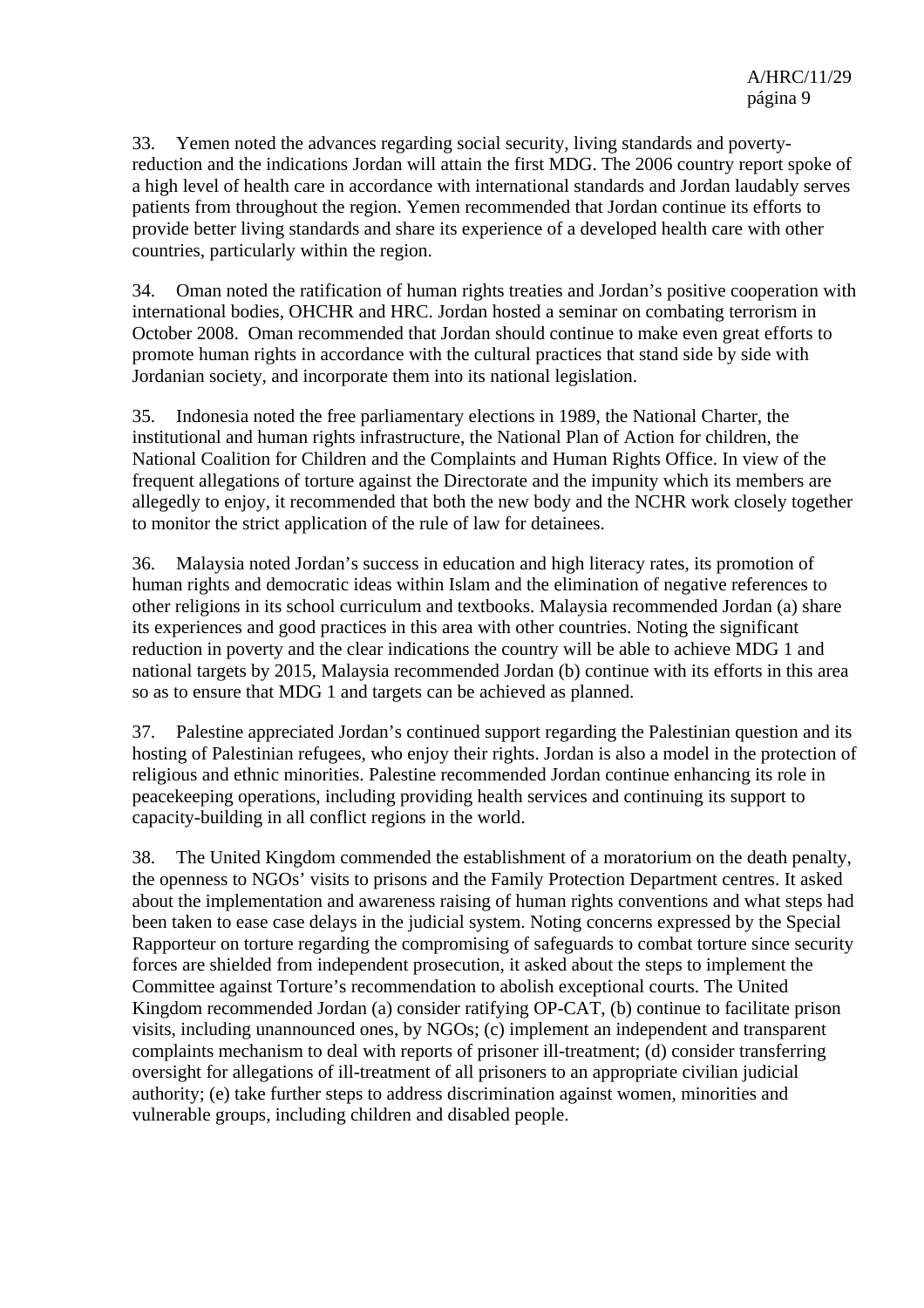33. Yemen noted the advances regarding social security, living standards and poverty-reduction and the indications Jordan will attain the first MDG. The 2006 country report spoke of a high level of health care in accordance with international standards and Jordan laudably serves patients from throughout the region. Yemen recommended that Jordan continue its efforts to provide better living standards and share its experience of a developed health care with other countries, particularly within the region.

34. Oman noted the ratification of human rights treaties and Jordan's positive cooperation with international bodies, OHCHR and HRC. Jordan hosted a seminar on combating terrorism in October 2008. Oman recommended that Jordan should continue to make even great efforts to promote human rights in accordance with the cultural practices that stand side by side with Jordanian society, and incorporate them into its national legislation.

35. Indonesia noted the free parliamentary elections in 1989, the National Charter, the institutional and human rights infrastructure, the National Plan of Action for children, the National Coalition for Children and the Complaints and Human Rights Office. In view of the frequent allegations of torture against the Directorate and the impunity which its members are allegedly to enjoy, it recommended that both the new body and the NCHR work closely together to monitor the strict application of the rule of law for detainees.

36. Malaysia noted Jordan's success in education and high literacy rates, its promotion of human rights and democratic ideas within Islam and the elimination of negative references to other religions in its school curriculum and textbooks. Malaysia recommended Jordan (a) share its experiences and good practices in this area with other countries. Noting the significant reduction in poverty and the clear indications the country will be able to achieve MDG 1 and national targets by 2015, Malaysia recommended Jordan (b) continue with its efforts in this area so as to ensure that MDG 1 and targets can be achieved as planned.

37. Palestine appreciated Jordan's continued support regarding the Palestinian question and its hosting of Palestinian refugees, who enjoy their rights. Jordan is also a model in the protection of religious and ethnic minorities. Palestine recommended Jordan continue enhancing its role in peacekeeping operations, including providing health services and continuing its support to capacity-building in all conflict regions in the world.

38. The United Kingdom commended the establishment of a moratorium on the death penalty, the openness to NGOs' visits to prisons and the Family Protection Department centres. It asked about the implementation and awareness raising of human rights conventions and what steps had been taken to ease case delays in the judicial system. Noting concerns expressed by the Special Rapporteur on torture regarding the compromising of safeguards to combat torture since security forces are shielded from independent prosecution, it asked about the steps to implement the Committee against Torture's recommendation to abolish exceptional courts. The United Kingdom recommended Jordan (a) consider ratifying OP-CAT, (b) continue to facilitate prison visits, including unannounced ones, by NGOs; (c) implement an independent and transparent complaints mechanism to deal with reports of prisoner ill-treatment; (d) consider transferring oversight for allegations of ill-treatment of all prisoners to an appropriate civilian judicial authority; (e) take further steps to address discrimination against women, minorities and vulnerable groups, including children and disabled people.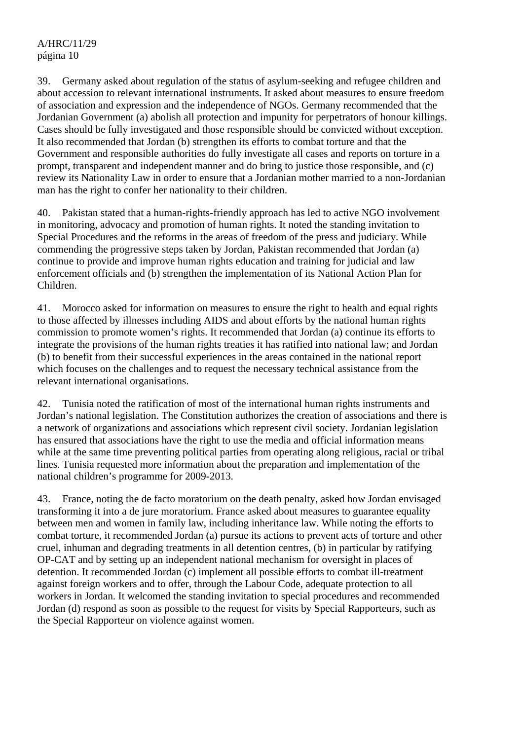39. Germany asked about regulation of the status of asylum-seeking and refugee children and about accession to relevant international instruments. It asked about measures to ensure freedom of association and expression and the independence of NGOs. Germany recommended that the Jordanian Government (a) abolish all protection and impunity for perpetrators of honour killings. Cases should be fully investigated and those responsible should be convicted without exception. It also recommended that Jordan (b) strengthen its efforts to combat torture and that the Government and responsible authorities do fully investigate all cases and reports on torture in a prompt, transparent and independent manner and do bring to justice those responsible, and (c) review its Nationality Law in order to ensure that a Jordanian mother married to a non-Jordanian man has the right to confer her nationality to their children.

40. Pakistan stated that a human-rights-friendly approach has led to active NGO involvement in monitoring, advocacy and promotion of human rights. It noted the standing invitation to Special Procedures and the reforms in the areas of freedom of the press and judiciary. While commending the progressive steps taken by Jordan, Pakistan recommended that Jordan (a) continue to provide and improve human rights education and training for judicial and law enforcement officials and (b) strengthen the implementation of its National Action Plan for Children.

41. Morocco asked for information on measures to ensure the right to health and equal rights to those affected by illnesses including AIDS and about efforts by the national human rights commission to promote women's rights. It recommended that Jordan (a) continue its efforts to integrate the provisions of the human rights treaties it has ratified into national law; and Jordan (b) to benefit from their successful experiences in the areas contained in the national report which focuses on the challenges and to request the necessary technical assistance from the relevant international organisations.

42. Tunisia noted the ratification of most of the international human rights instruments and Jordan's national legislation. The Constitution authorizes the creation of associations and there is a network of organizations and associations which represent civil society. Jordanian legislation has ensured that associations have the right to use the media and official information means while at the same time preventing political parties from operating along religious, racial or tribal lines. Tunisia requested more information about the preparation and implementation of the national children's programme for 2009-2013.

43. France, noting the de facto moratorium on the death penalty, asked how Jordan envisaged transforming it into a de jure moratorium. France asked about measures to guarantee equality between men and women in family law, including inheritance law. While noting the efforts to combat torture, it recommended Jordan (a) pursue its actions to prevent acts of torture and other cruel, inhuman and degrading treatments in all detention centres, (b) in particular by ratifying OP-CAT and by setting up an independent national mechanism for oversight in places of detention. It recommended Jordan (c) implement all possible efforts to combat ill-treatment against foreign workers and to offer, through the Labour Code, adequate protection to all workers in Jordan. It welcomed the standing invitation to special procedures and recommended Jordan (d) respond as soon as possible to the request for visits by Special Rapporteurs, such as the Special Rapporteur on violence against women.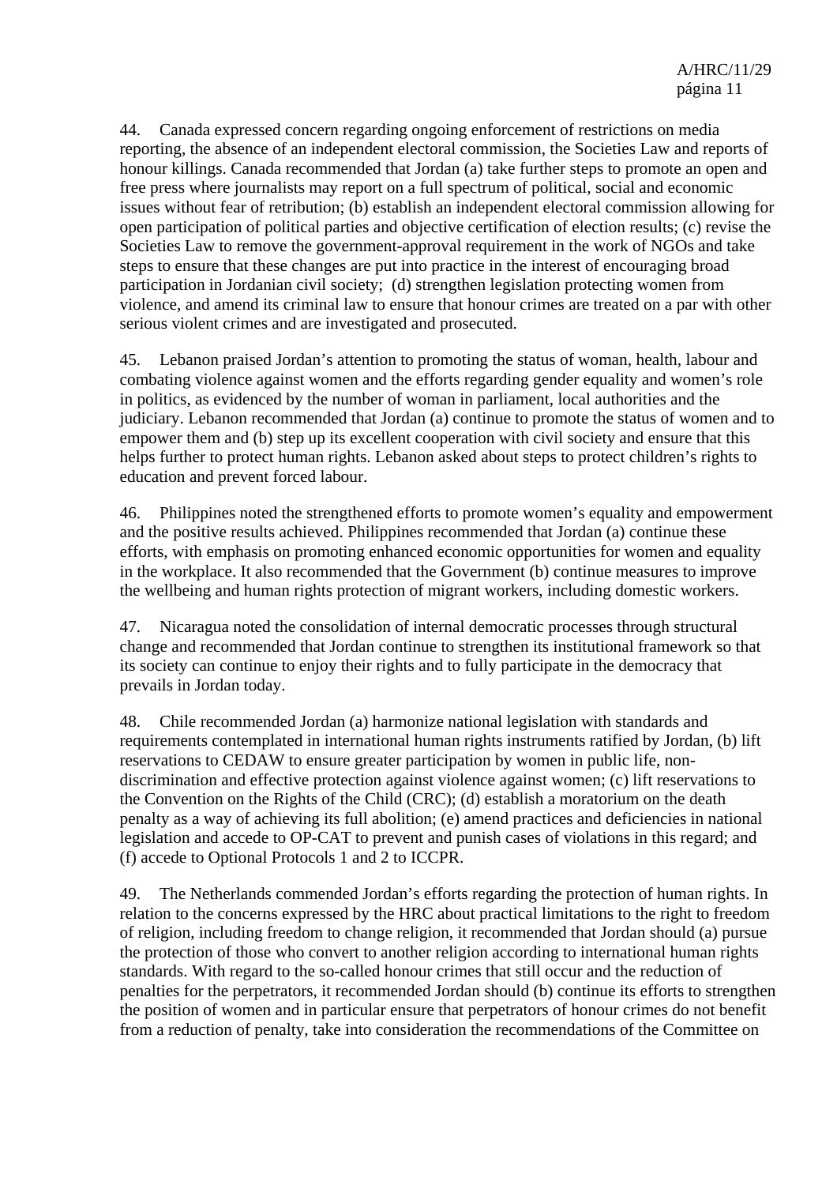44. Canada expressed concern regarding ongoing enforcement of restrictions on media reporting, the absence of an independent electoral commission, the Societies Law and reports of honour killings. Canada recommended that Jordan (a) take further steps to promote an open and free press where journalists may report on a full spectrum of political, social and economic issues without fear of retribution; (b) establish an independent electoral commission allowing for open participation of political parties and objective certification of election results; (c) revise the Societies Law to remove the government-approval requirement in the work of NGOs and take steps to ensure that these changes are put into practice in the interest of encouraging broad participation in Jordanian civil society; (d) strengthen legislation protecting women from violence, and amend its criminal law to ensure that honour crimes are treated on a par with other serious violent crimes and are investigated and prosecuted.

45. Lebanon praised Jordan's attention to promoting the status of woman, health, labour and combating violence against women and the efforts regarding gender equality and women's role in politics, as evidenced by the number of woman in parliament, local authorities and the judiciary. Lebanon recommended that Jordan (a) continue to promote the status of women and to empower them and (b) step up its excellent cooperation with civil society and ensure that this helps further to protect human rights. Lebanon asked about steps to protect children's rights to education and prevent forced labour.

46. Philippines noted the strengthened efforts to promote women's equality and empowerment and the positive results achieved. Philippines recommended that Jordan (a) continue these efforts, with emphasis on promoting enhanced economic opportunities for women and equality in the workplace. It also recommended that the Government (b) continue measures to improve the wellbeing and human rights protection of migrant workers, including domestic workers.

47. Nicaragua noted the consolidation of internal democratic processes through structural change and recommended that Jordan continue to strengthen its institutional framework so that its society can continue to enjoy their rights and to fully participate in the democracy that prevails in Jordan today.

48. Chile recommended Jordan (a) harmonize national legislation with standards and requirements contemplated in international human rights instruments ratified by Jordan, (b) lift reservations to CEDAW to ensure greater participation by women in public life, non-discrimination and effective protection against violence against women; (c) lift reservations to the Convention on the Rights of the Child (CRC); (d) establish a moratorium on the death penalty as a way of achieving its full abolition; (e) amend practices and deficiencies in national legislation and accede to OP-CAT to prevent and punish cases of violations in this regard; and (f) accede to Optional Protocols 1 and 2 to ICCPR.

49. The Netherlands commended Jordan's efforts regarding the protection of human rights. In relation to the concerns expressed by the HRC about practical limitations to the right to freedom of religion, including freedom to change religion, it recommended that Jordan should (a) pursue the protection of those who convert to another religion according to international human rights standards. With regard to the so-called honour crimes that still occur and the reduction of penalties for the perpetrators, it recommended Jordan should (b) continue its efforts to strengthen the position of women and in particular ensure that perpetrators of honour crimes do not benefit from a reduction of penalty, take into consideration the recommendations of the Committee on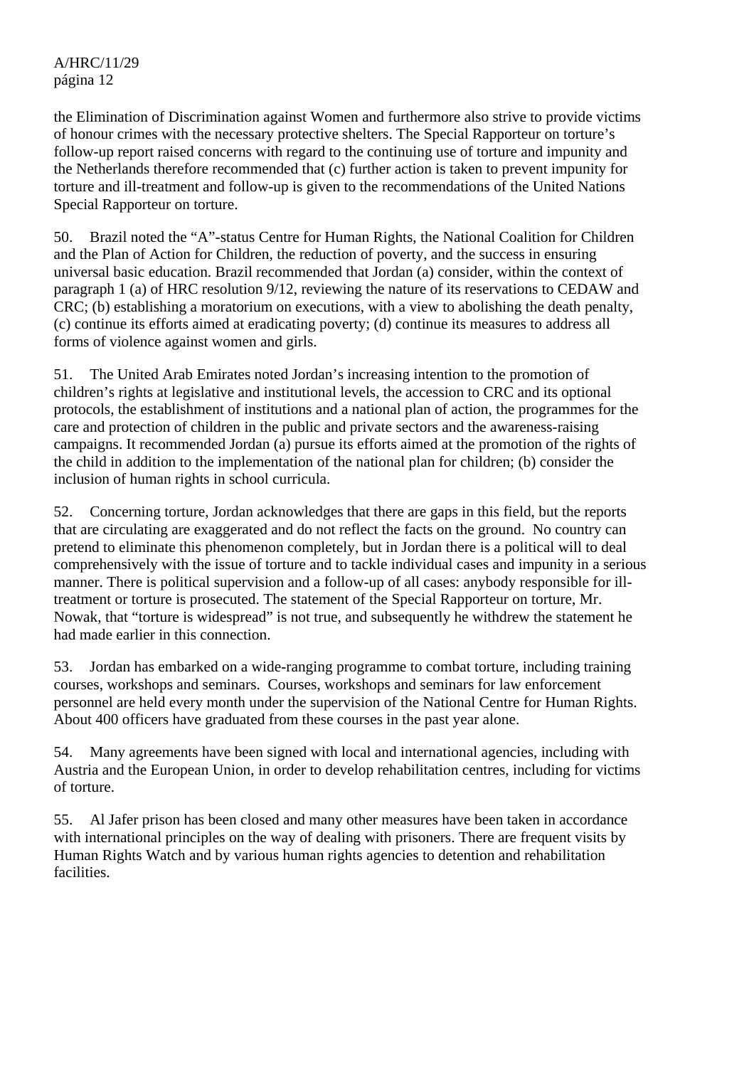the Elimination of Discrimination against Women and furthermore also strive to provide victims of honour crimes with the necessary protective shelters. The Special Rapporteur on torture's follow-up report raised concerns with regard to the continuing use of torture and impunity and the Netherlands therefore recommended that (c) further action is taken to prevent impunity for torture and ill-treatment and follow-up is given to the recommendations of the United Nations Special Rapporteur on torture.

50. Brazil noted the "A"-status Centre for Human Rights, the National Coalition for Children and the Plan of Action for Children, the reduction of poverty, and the success in ensuring universal basic education. Brazil recommended that Jordan (a) consider, within the context of paragraph 1 (a) of HRC resolution 9/12, reviewing the nature of its reservations to CEDAW and CRC; (b) establishing a moratorium on executions, with a view to abolishing the death penalty, (c) continue its efforts aimed at eradicating poverty; (d) continue its measures to address all forms of violence against women and girls.

51. The United Arab Emirates noted Jordan's increasing intention to the promotion of children's rights at legislative and institutional levels, the accession to CRC and its optional protocols, the establishment of institutions and a national plan of action, the programmes for the care and protection of children in the public and private sectors and the awareness-raising campaigns. It recommended Jordan (a) pursue its efforts aimed at the promotion of the rights of the child in addition to the implementation of the national plan for children; (b) consider the inclusion of human rights in school curricula.

52. Concerning torture, Jordan acknowledges that there are gaps in this field, but the reports that are circulating are exaggerated and do not reflect the facts on the ground. No country can pretend to eliminate this phenomenon completely, but in Jordan there is a political will to deal comprehensively with the issue of torture and to tackle individual cases and impunity in a serious manner. There is political supervision and a follow-up of all cases: anybody responsible for ill-treatment or torture is prosecuted. The statement of the Special Rapporteur on torture, Mr. Nowak, that "torture is widespread" is not true, and subsequently he withdrew the statement he had made earlier in this connection.

53. Jordan has embarked on a wide-ranging programme to combat torture, including training courses, workshops and seminars. Courses, workshops and seminars for law enforcement personnel are held every month under the supervision of the National Centre for Human Rights. About 400 officers have graduated from these courses in the past year alone.

54. Many agreements have been signed with local and international agencies, including with Austria and the European Union, in order to develop rehabilitation centres, including for victims of torture.

55. Al Jafer prison has been closed and many other measures have been taken in accordance with international principles on the way of dealing with prisoners. There are frequent visits by Human Rights Watch and by various human rights agencies to detention and rehabilitation facilities.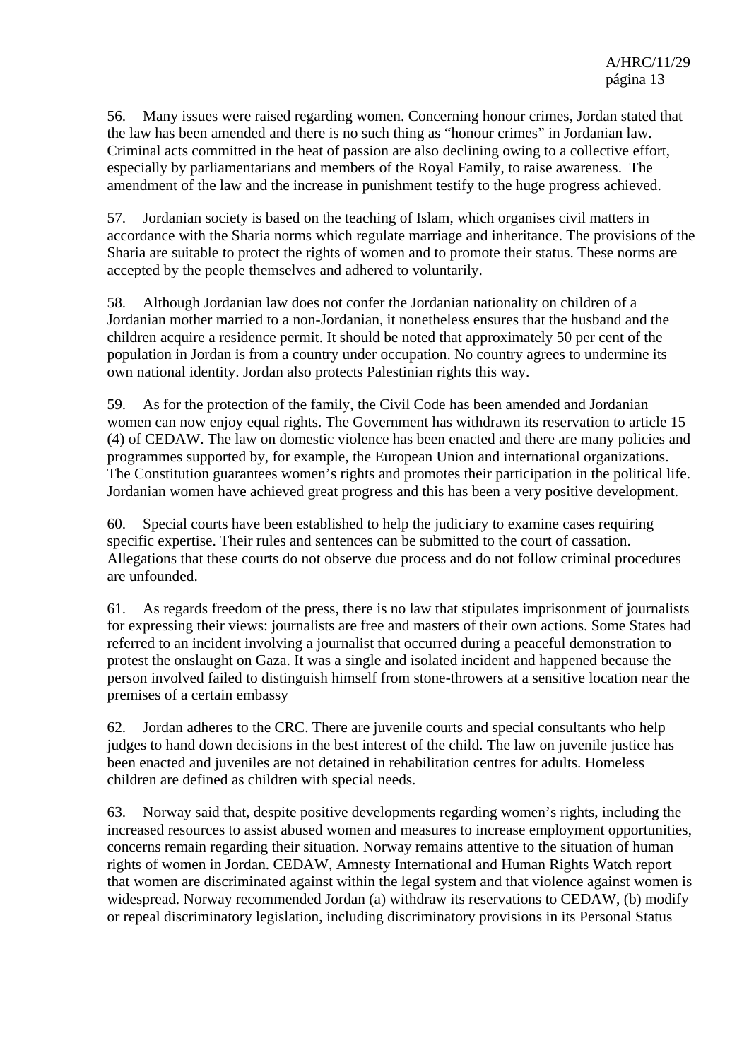56. Many issues were raised regarding women. Concerning honour crimes, Jordan stated that the law has been amended and there is no such thing as "honour crimes" in Jordanian law. Criminal acts committed in the heat of passion are also declining owing to a collective effort, especially by parliamentarians and members of the Royal Family, to raise awareness. The amendment of the law and the increase in punishment testify to the huge progress achieved.

57. Jordanian society is based on the teaching of Islam, which organises civil matters in accordance with the Sharia norms which regulate marriage and inheritance. The provisions of the Sharia are suitable to protect the rights of women and to promote their status. These norms are accepted by the people themselves and adhered to voluntarily.

58. Although Jordanian law does not confer the Jordanian nationality on children of a Jordanian mother married to a non-Jordanian, it nonetheless ensures that the husband and the children acquire a residence permit. It should be noted that approximately 50 per cent of the population in Jordan is from a country under occupation. No country agrees to undermine its own national identity. Jordan also protects Palestinian rights this way.

59. As for the protection of the family, the Civil Code has been amended and Jordanian women can now enjoy equal rights. The Government has withdrawn its reservation to article 15 (4) of CEDAW. The law on domestic violence has been enacted and there are many policies and programmes supported by, for example, the European Union and international organizations. The Constitution guarantees women's rights and promotes their participation in the political life. Jordanian women have achieved great progress and this has been a very positive development.

60. Special courts have been established to help the judiciary to examine cases requiring specific expertise. Their rules and sentences can be submitted to the court of cassation. Allegations that these courts do not observe due process and do not follow criminal procedures are unfounded.

61. As regards freedom of the press, there is no law that stipulates imprisonment of journalists for expressing their views: journalists are free and masters of their own actions. Some States had referred to an incident involving a journalist that occurred during a peaceful demonstration to protest the onslaught on Gaza. It was a single and isolated incident and happened because the person involved failed to distinguish himself from stone-throwers at a sensitive location near the premises of a certain embassy

62. Jordan adheres to the CRC. There are juvenile courts and special consultants who help judges to hand down decisions in the best interest of the child. The law on juvenile justice has been enacted and juveniles are not detained in rehabilitation centres for adults. Homeless children are defined as children with special needs.

63. Norway said that, despite positive developments regarding women's rights, including the increased resources to assist abused women and measures to increase employment opportunities, concerns remain regarding their situation. Norway remains attentive to the situation of human rights of women in Jordan. CEDAW, Amnesty International and Human Rights Watch report that women are discriminated against within the legal system and that violence against women is widespread. Norway recommended Jordan (a) withdraw its reservations to CEDAW, (b) modify or repeal discriminatory legislation, including discriminatory provisions in its Personal Status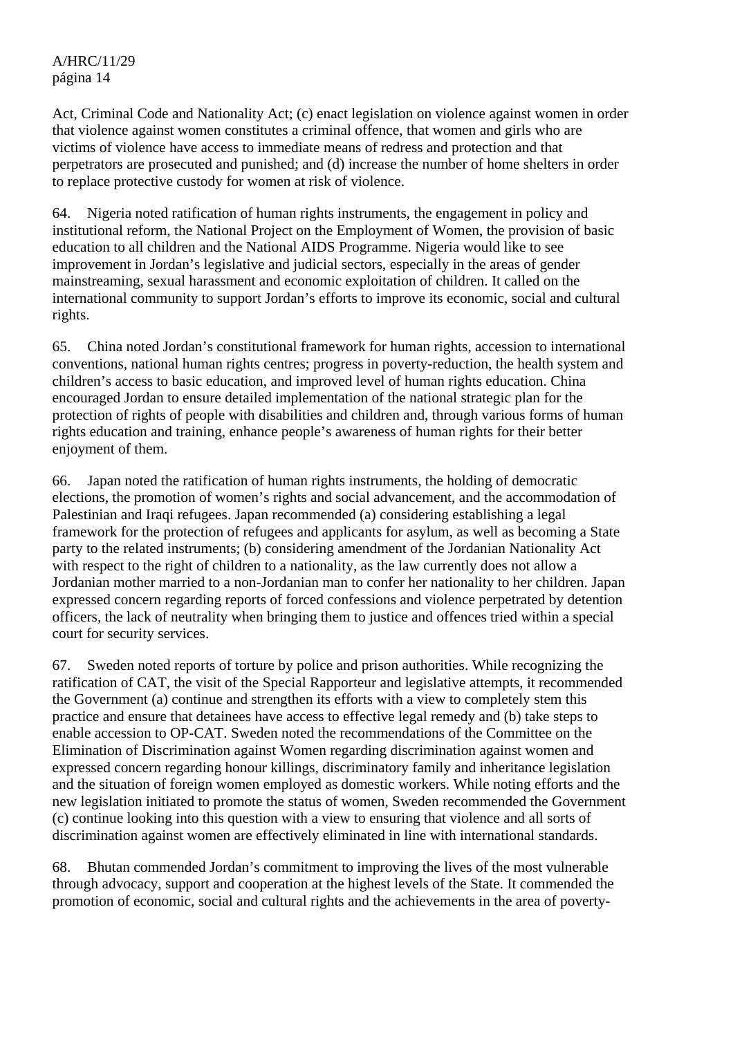Act, Criminal Code and Nationality Act; (c) enact legislation on violence against women in order that violence against women constitutes a criminal offence, that women and girls who are victims of violence have access to immediate means of redress and protection and that perpetrators are prosecuted and punished; and (d) increase the number of home shelters in order to replace protective custody for women at risk of violence.

64. Nigeria noted ratification of human rights instruments, the engagement in policy and institutional reform, the National Project on the Employment of Women, the provision of basic education to all children and the National AIDS Programme. Nigeria would like to see improvement in Jordan's legislative and judicial sectors, especially in the areas of gender mainstreaming, sexual harassment and economic exploitation of children. It called on the international community to support Jordan's efforts to improve its economic, social and cultural rights.

65. China noted Jordan's constitutional framework for human rights, accession to international conventions, national human rights centres; progress in poverty-reduction, the health system and children's access to basic education, and improved level of human rights education. China encouraged Jordan to ensure detailed implementation of the national strategic plan for the protection of rights of people with disabilities and children and, through various forms of human rights education and training, enhance people's awareness of human rights for their better enjoyment of them.

66. Japan noted the ratification of human rights instruments, the holding of democratic elections, the promotion of women's rights and social advancement, and the accommodation of Palestinian and Iraqi refugees. Japan recommended (a) considering establishing a legal framework for the protection of refugees and applicants for asylum, as well as becoming a State party to the related instruments; (b) considering amendment of the Jordanian Nationality Act with respect to the right of children to a nationality, as the law currently does not allow a Jordanian mother married to a non-Jordanian man to confer her nationality to her children. Japan expressed concern regarding reports of forced confessions and violence perpetrated by detention officers, the lack of neutrality when bringing them to justice and offences tried within a special court for security services.

67. Sweden noted reports of torture by police and prison authorities. While recognizing the ratification of CAT, the visit of the Special Rapporteur and legislative attempts, it recommended the Government (a) continue and strengthen its efforts with a view to completely stem this practice and ensure that detainees have access to effective legal remedy and (b) take steps to enable accession to OP-CAT. Sweden noted the recommendations of the Committee on the Elimination of Discrimination against Women regarding discrimination against women and expressed concern regarding honour killings, discriminatory family and inheritance legislation and the situation of foreign women employed as domestic workers. While noting efforts and the new legislation initiated to promote the status of women, Sweden recommended the Government (c) continue looking into this question with a view to ensuring that violence and all sorts of discrimination against women are effectively eliminated in line with international standards.

68. Bhutan commended Jordan's commitment to improving the lives of the most vulnerable through advocacy, support and cooperation at the highest levels of the State. It commended the promotion of economic, social and cultural rights and the achievements in the area of poverty-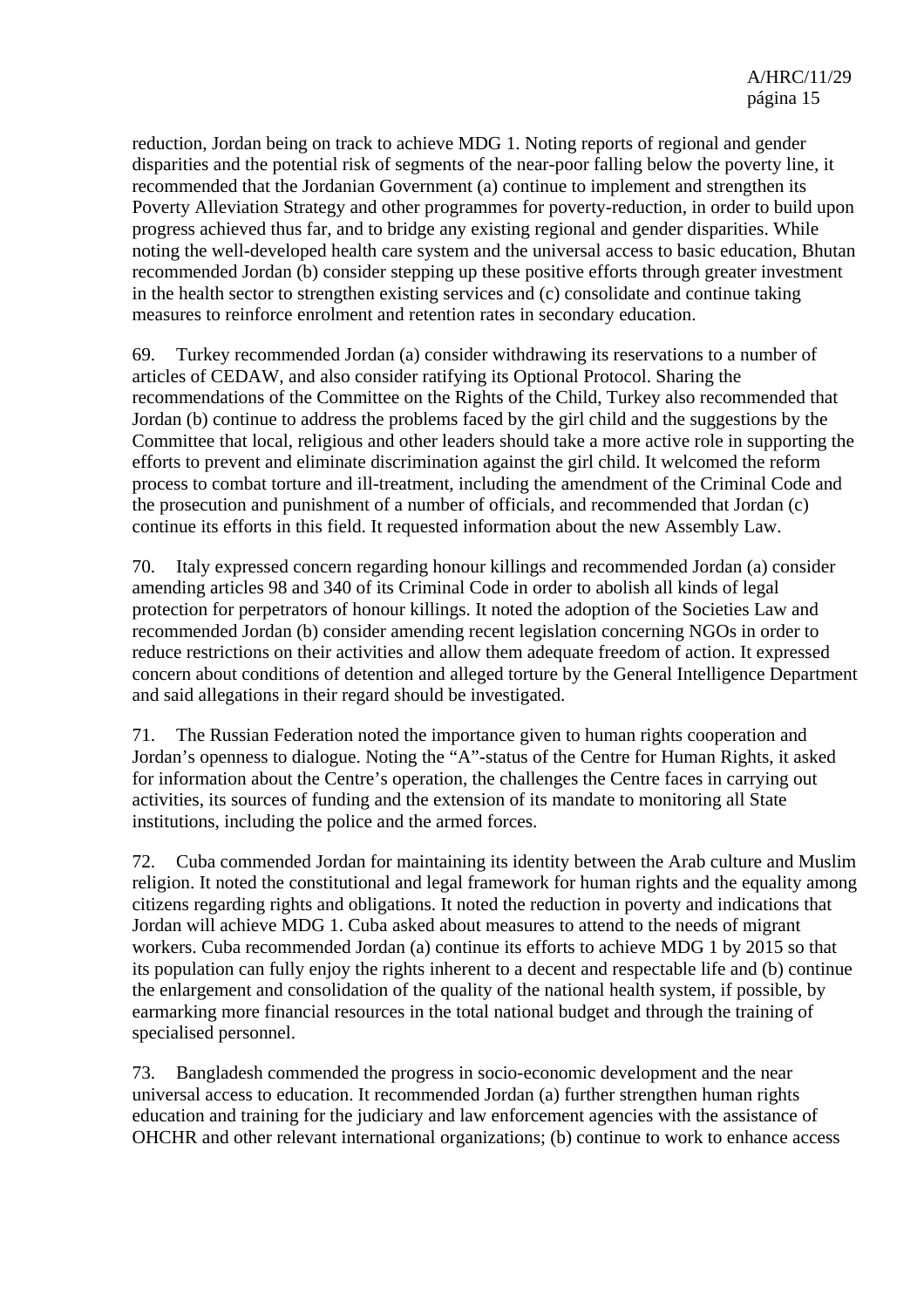reduction, Jordan being on track to achieve MDG 1. Noting reports of regional and gender disparities and the potential risk of segments of the near-poor falling below the poverty line, it recommended that the Jordanian Government (a) continue to implement and strengthen its Poverty Alleviation Strategy and other programmes for poverty-reduction, in order to build upon progress achieved thus far, and to bridge any existing regional and gender disparities. While noting the well-developed health care system and the universal access to basic education, Bhutan recommended Jordan (b) consider stepping up these positive efforts through greater investment in the health sector to strengthen existing services and (c) consolidate and continue taking measures to reinforce enrolment and retention rates in secondary education.

69. Turkey recommended Jordan (a) consider withdrawing its reservations to a number of articles of CEDAW, and also consider ratifying its Optional Protocol. Sharing the recommendations of the Committee on the Rights of the Child, Turkey also recommended that Jordan (b) continue to address the problems faced by the girl child and the suggestions by the Committee that local, religious and other leaders should take a more active role in supporting the efforts to prevent and eliminate discrimination against the girl child. It welcomed the reform process to combat torture and ill-treatment, including the amendment of the Criminal Code and the prosecution and punishment of a number of officials, and recommended that Jordan (c) continue its efforts in this field. It requested information about the new Assembly Law.

70. Italy expressed concern regarding honour killings and recommended Jordan (a) consider amending articles 98 and 340 of its Criminal Code in order to abolish all kinds of legal protection for perpetrators of honour killings. It noted the adoption of the Societies Law and recommended Jordan (b) consider amending recent legislation concerning NGOs in order to reduce restrictions on their activities and allow them adequate freedom of action. It expressed concern about conditions of detention and alleged torture by the General Intelligence Department and said allegations in their regard should be investigated.

71. The Russian Federation noted the importance given to human rights cooperation and Jordan's openness to dialogue. Noting the "A"-status of the Centre for Human Rights, it asked for information about the Centre's operation, the challenges the Centre faces in carrying out activities, its sources of funding and the extension of its mandate to monitoring all State institutions, including the police and the armed forces.

72. Cuba commended Jordan for maintaining its identity between the Arab culture and Muslim religion. It noted the constitutional and legal framework for human rights and the equality among citizens regarding rights and obligations. It noted the reduction in poverty and indications that Jordan will achieve MDG 1. Cuba asked about measures to attend to the needs of migrant workers. Cuba recommended Jordan (a) continue its efforts to achieve MDG 1 by 2015 so that its population can fully enjoy the rights inherent to a decent and respectable life and (b) continue the enlargement and consolidation of the quality of the national health system, if possible, by earmarking more financial resources in the total national budget and through the training of specialised personnel.

73. Bangladesh commended the progress in socio-economic development and the near universal access to education. It recommended Jordan (a) further strengthen human rights education and training for the judiciary and law enforcement agencies with the assistance of OHCHR and other relevant international organizations; (b) continue to work to enhance access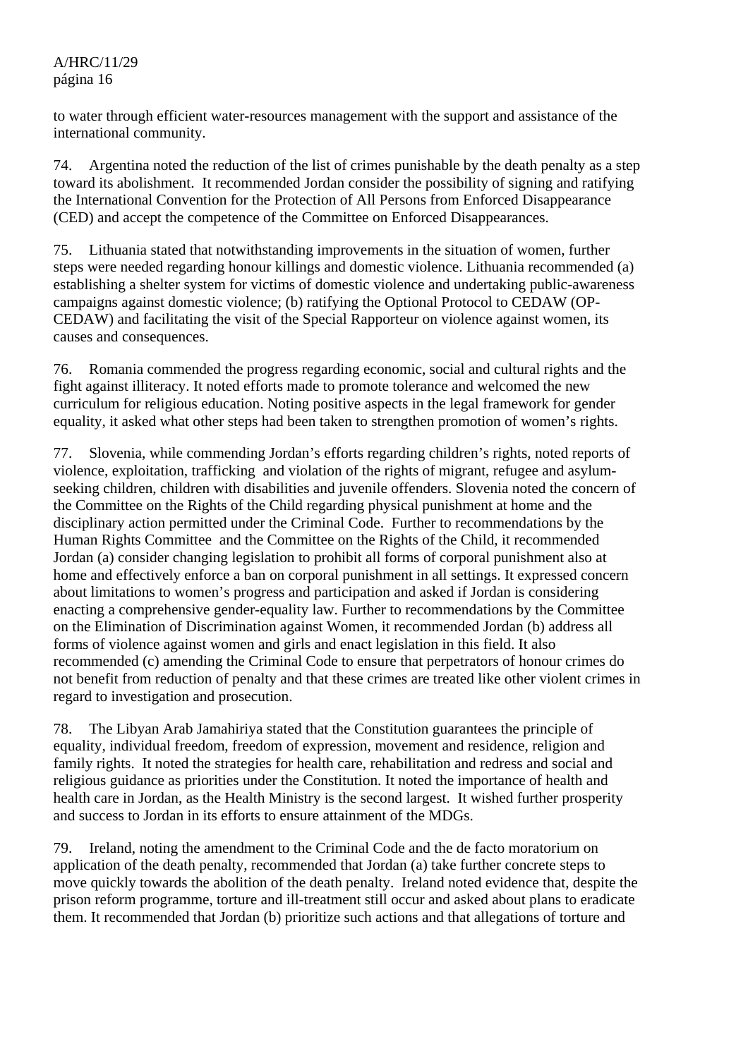to water through efficient water-resources management with the support and assistance of the international community.

74. Argentina noted the reduction of the list of crimes punishable by the death penalty as a step toward its abolishment. It recommended Jordan consider the possibility of signing and ratifying the International Convention for the Protection of All Persons from Enforced Disappearance (CED) and accept the competence of the Committee on Enforced Disappearances.

75. Lithuania stated that notwithstanding improvements in the situation of women, further steps were needed regarding honour killings and domestic violence. Lithuania recommended (a) establishing a shelter system for victims of domestic violence and undertaking public-awareness campaigns against domestic violence; (b) ratifying the Optional Protocol to CEDAW (OP-CEDAW) and facilitating the visit of the Special Rapporteur on violence against women, its causes and consequences.

76. Romania commended the progress regarding economic, social and cultural rights and the fight against illiteracy. It noted efforts made to promote tolerance and welcomed the new curriculum for religious education. Noting positive aspects in the legal framework for gender equality, it asked what other steps had been taken to strengthen promotion of women's rights.

77. Slovenia, while commending Jordan's efforts regarding children's rights, noted reports of violence, exploitation, trafficking and violation of the rights of migrant, refugee and asylum-seeking children, children with disabilities and juvenile offenders. Slovenia noted the concern of the Committee on the Rights of the Child regarding physical punishment at home and the disciplinary action permitted under the Criminal Code. Further to recommendations by the Human Rights Committee and the Committee on the Rights of the Child, it recommended Jordan (a) consider changing legislation to prohibit all forms of corporal punishment also at home and effectively enforce a ban on corporal punishment in all settings. It expressed concern about limitations to women's progress and participation and asked if Jordan is considering enacting a comprehensive gender-equality law. Further to recommendations by the Committee on the Elimination of Discrimination against Women, it recommended Jordan (b) address all forms of violence against women and girls and enact legislation in this field. It also recommended (c) amending the Criminal Code to ensure that perpetrators of honour crimes do not benefit from reduction of penalty and that these crimes are treated like other violent crimes in regard to investigation and prosecution.

78. The Libyan Arab Jamahiriya stated that the Constitution guarantees the principle of equality, individual freedom, freedom of expression, movement and residence, religion and family rights. It noted the strategies for health care, rehabilitation and redress and social and religious guidance as priorities under the Constitution. It noted the importance of health and health care in Jordan, as the Health Ministry is the second largest. It wished further prosperity and success to Jordan in its efforts to ensure attainment of the MDGs.

79. Ireland, noting the amendment to the Criminal Code and the de facto moratorium on application of the death penalty, recommended that Jordan (a) take further concrete steps to move quickly towards the abolition of the death penalty. Ireland noted evidence that, despite the prison reform programme, torture and ill-treatment still occur and asked about plans to eradicate them. It recommended that Jordan (b) prioritize such actions and that allegations of torture and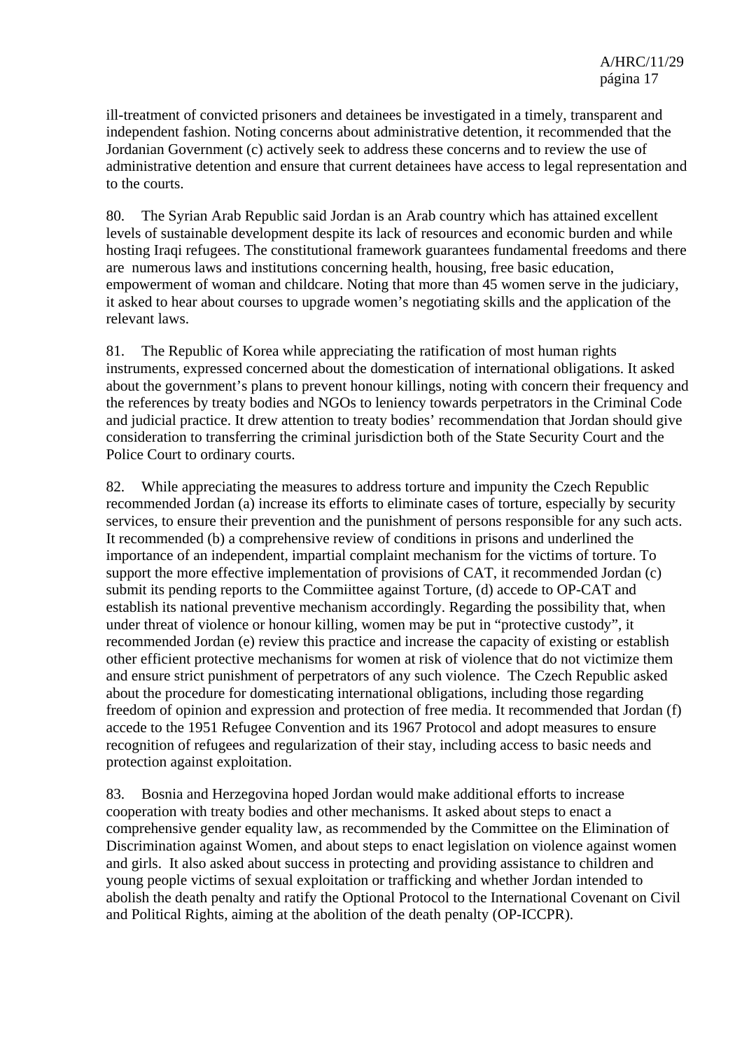ill-treatment of convicted prisoners and detainees be investigated in a timely, transparent and independent fashion. Noting concerns about administrative detention, it recommended that the Jordanian Government (c) actively seek to address these concerns and to review the use of administrative detention and ensure that current detainees have access to legal representation and to the courts.

80. The Syrian Arab Republic said Jordan is an Arab country which has attained excellent levels of sustainable development despite its lack of resources and economic burden and while hosting Iraqi refugees. The constitutional framework guarantees fundamental freedoms and there are numerous laws and institutions concerning health, housing, free basic education, empowerment of woman and childcare. Noting that more than 45 women serve in the judiciary, it asked to hear about courses to upgrade women's negotiating skills and the application of the relevant laws.

81. The Republic of Korea while appreciating the ratification of most human rights instruments, expressed concerned about the domestication of international obligations. It asked about the government's plans to prevent honour killings, noting with concern their frequency and the references by treaty bodies and NGOs to leniency towards perpetrators in the Criminal Code and judicial practice. It drew attention to treaty bodies' recommendation that Jordan should give consideration to transferring the criminal jurisdiction both of the State Security Court and the Police Court to ordinary courts.

82. While appreciating the measures to address torture and impunity the Czech Republic recommended Jordan (a) increase its efforts to eliminate cases of torture, especially by security services, to ensure their prevention and the punishment of persons responsible for any such acts. It recommended (b) a comprehensive review of conditions in prisons and underlined the importance of an independent, impartial complaint mechanism for the victims of torture. To support the more effective implementation of provisions of CAT, it recommended Jordan (c) submit its pending reports to the Commiittee against Torture, (d) accede to OP-CAT and establish its national preventive mechanism accordingly. Regarding the possibility that, when under threat of violence or honour killing, women may be put in "protective custody", it recommended Jordan (e) review this practice and increase the capacity of existing or establish other efficient protective mechanisms for women at risk of violence that do not victimize them and ensure strict punishment of perpetrators of any such violence. The Czech Republic asked about the procedure for domesticating international obligations, including those regarding freedom of opinion and expression and protection of free media. It recommended that Jordan (f) accede to the 1951 Refugee Convention and its 1967 Protocol and adopt measures to ensure recognition of refugees and regularization of their stay, including access to basic needs and protection against exploitation.

83. Bosnia and Herzegovina hoped Jordan would make additional efforts to increase cooperation with treaty bodies and other mechanisms. It asked about steps to enact a comprehensive gender equality law, as recommended by the Committee on the Elimination of Discrimination against Women, and about steps to enact legislation on violence against women and girls. It also asked about success in protecting and providing assistance to children and young people victims of sexual exploitation or trafficking and whether Jordan intended to abolish the death penalty and ratify the Optional Protocol to the International Covenant on Civil and Political Rights, aiming at the abolition of the death penalty (OP-ICCPR).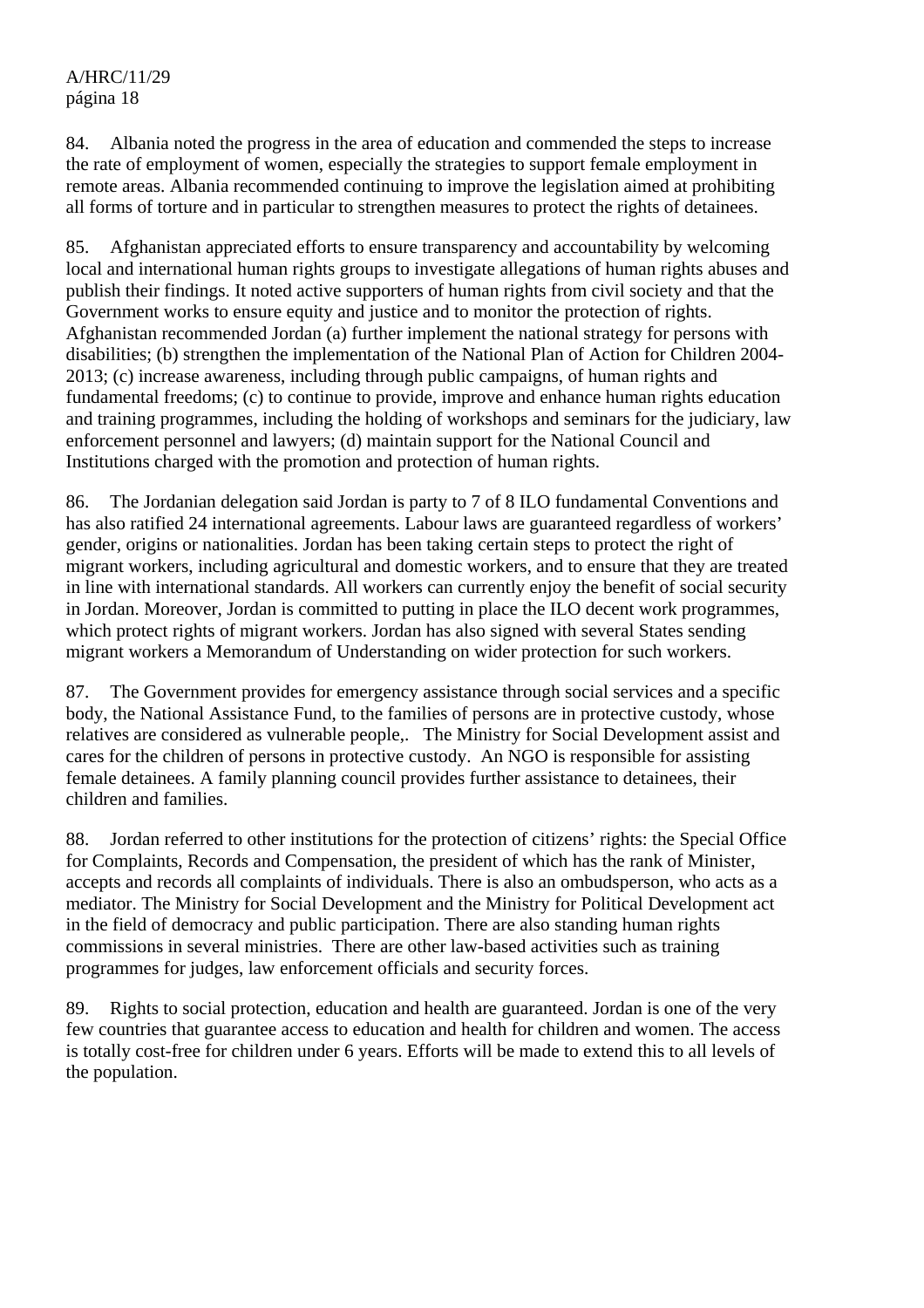84. Albania noted the progress in the area of education and commended the steps to increase the rate of employment of women, especially the strategies to support female employment in remote areas. Albania recommended continuing to improve the legislation aimed at prohibiting all forms of torture and in particular to strengthen measures to protect the rights of detainees.

85. Afghanistan appreciated efforts to ensure transparency and accountability by welcoming local and international human rights groups to investigate allegations of human rights abuses and publish their findings. It noted active supporters of human rights from civil society and that the Government works to ensure equity and justice and to monitor the protection of rights. Afghanistan recommended Jordan (a) further implement the national strategy for persons with disabilities; (b) strengthen the implementation of the National Plan of Action for Children 2004-2013; (c) increase awareness, including through public campaigns, of human rights and fundamental freedoms; (c) to continue to provide, improve and enhance human rights education and training programmes, including the holding of workshops and seminars for the judiciary, law enforcement personnel and lawyers; (d) maintain support for the National Council and Institutions charged with the promotion and protection of human rights.

86. The Jordanian delegation said Jordan is party to 7 of 8 ILO fundamental Conventions and has also ratified 24 international agreements. Labour laws are guaranteed regardless of workers' gender, origins or nationalities. Jordan has been taking certain steps to protect the right of migrant workers, including agricultural and domestic workers, and to ensure that they are treated in line with international standards. All workers can currently enjoy the benefit of social security in Jordan. Moreover, Jordan is committed to putting in place the ILO decent work programmes, which protect rights of migrant workers. Jordan has also signed with several States sending migrant workers a Memorandum of Understanding on wider protection for such workers.

87. The Government provides for emergency assistance through social services and a specific body, the National Assistance Fund, to the families of persons are in protective custody, whose relatives are considered as vulnerable people,. The Ministry for Social Development assist and cares for the children of persons in protective custody. An NGO is responsible for assisting female detainees. A family planning council provides further assistance to detainees, their children and families.

88. Jordan referred to other institutions for the protection of citizens' rights: the Special Office for Complaints, Records and Compensation, the president of which has the rank of Minister, accepts and records all complaints of individuals. There is also an ombudsperson, who acts as a mediator. The Ministry for Social Development and the Ministry for Political Development act in the field of democracy and public participation. There are also standing human rights commissions in several ministries. There are other law-based activities such as training programmes for judges, law enforcement officials and security forces.

89. Rights to social protection, education and health are guaranteed. Jordan is one of the very few countries that guarantee access to education and health for children and women. The access is totally cost-free for children under 6 years. Efforts will be made to extend this to all levels of the population.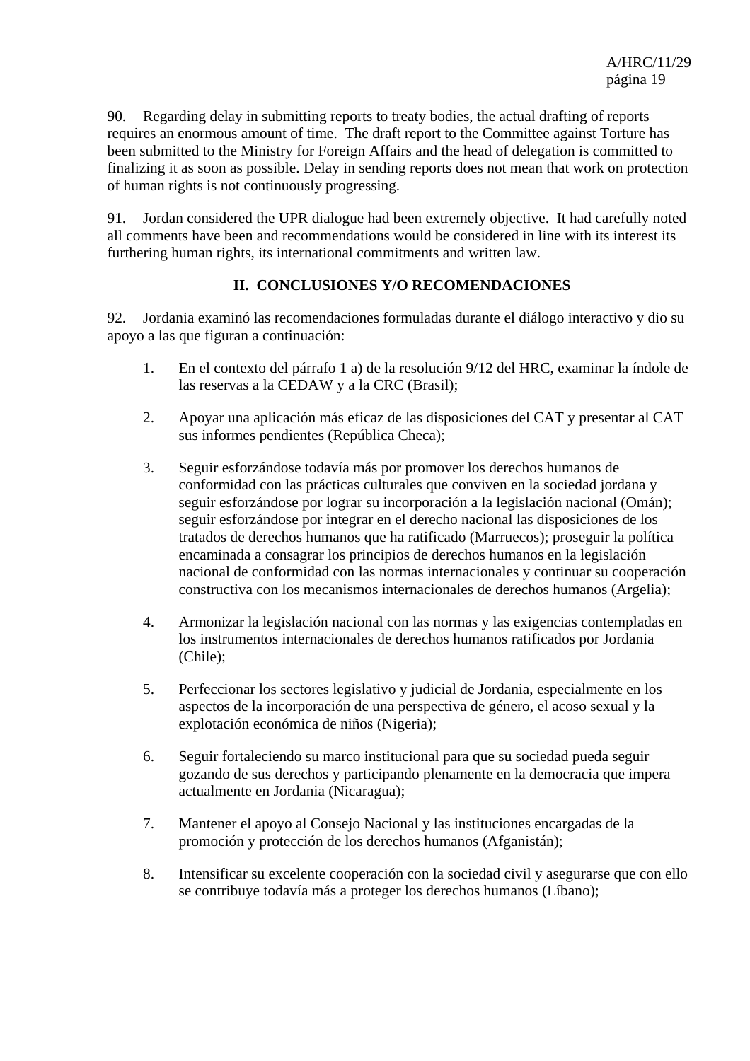90. Regarding delay in submitting reports to treaty bodies, the actual drafting of reports requires an enormous amount of time. The draft report to the Committee against Torture has been submitted to the Ministry for Foreign Affairs and the head of delegation is committed to finalizing it as soon as possible. Delay in sending reports does not mean that work on protection of human rights is not continuously progressing.

91. Jordan considered the UPR dialogue had been extremely objective. It had carefully noted all comments have been and recommendations would be considered in line with its interest its furthering human rights, its international commitments and written law.

## II. CONCLUSIONES Y/O RECOMENDACIONES

92. Jordania examinó las recomendaciones formuladas durante el diálogo interactivo y dio su apoyo a las que figuran a continuación:

1. En el contexto del párrafo 1 a) de la resolución 9/12 del HRC, examinar la índole de las reservas a la CEDAW y a la CRC (Brasil);

2. Apoyar una aplicación más eficaz de las disposiciones del CAT y presentar al CAT sus informes pendientes (República Checa);

3. Seguir esforzándose todavía más por promover los derechos humanos de conformidad con las prácticas culturales que conviven en la sociedad jordana y seguir esforzándose por lograr su incorporación a la legislación nacional (Omán); seguir esforzándose por integrar en el derecho nacional las disposiciones de los tratados de derechos humanos que ha ratificado (Marruecos); proseguir la política encaminada a consagrar los principios de derechos humanos en la legislación nacional de conformidad con las normas internacionales y continuar su cooperación constructiva con los mecanismos internacionales de derechos humanos (Argelia);

4. Armonizar la legislación nacional con las normas y las exigencias contempladas en los instrumentos internacionales de derechos humanos ratificados por Jordania (Chile);

5. Perfeccionar los sectores legislativo y judicial de Jordania, especialmente en los aspectos de la incorporación de una perspectiva de género, el acoso sexual y la explotación económica de niños (Nigeria);

6. Seguir fortaleciendo su marco institucional para que su sociedad pueda seguir gozando de sus derechos y participando plenamente en la democracia que impera actualmente en Jordania (Nicaragua);

7. Mantener el apoyo al Consejo Nacional y las instituciones encargadas de la promoción y protección de los derechos humanos (Afganistán);

8. Intensificar su excelente cooperación con la sociedad civil y asegurarse que con ello se contribuye todavía más a proteger los derechos humanos (Líbano);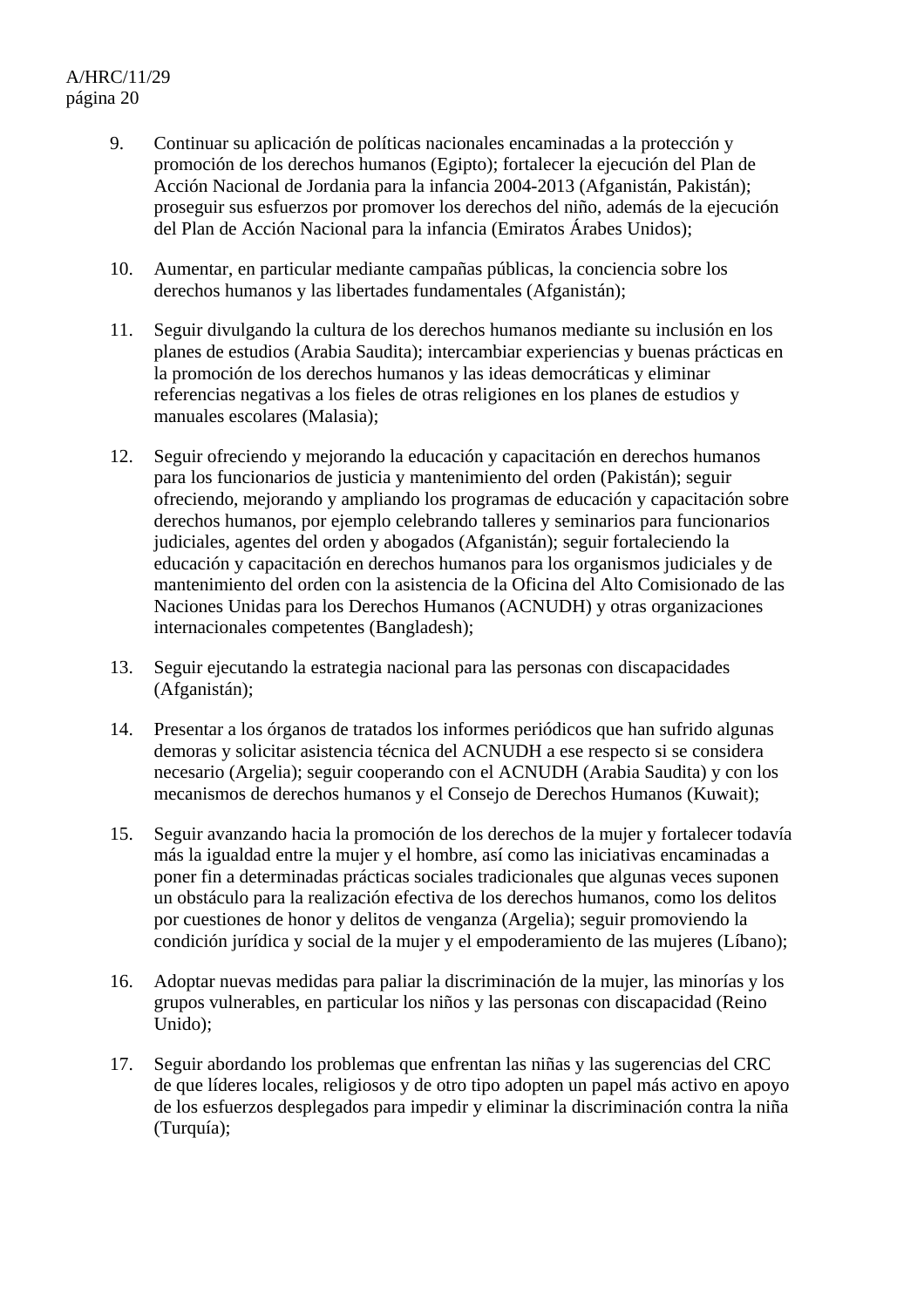9. Continuar su aplicación de políticas nacionales encaminadas a la protección y promoción de los derechos humanos (Egipto); fortalecer la ejecución del Plan de Acción Nacional de Jordania para la infancia 2004-2013 (Afganistán, Pakistán); proseguir sus esfuerzos por promover los derechos del niño, además de la ejecución del Plan de Acción Nacional para la infancia (Emiratos Árabes Unidos);

10. Aumentar, en particular mediante campañas públicas, la conciencia sobre los derechos humanos y las libertades fundamentales (Afganistán);

11. Seguir divulgando la cultura de los derechos humanos mediante su inclusión en los planes de estudios (Arabia Saudita); intercambiar experiencias y buenas prácticas en la promoción de los derechos humanos y las ideas democráticas y eliminar referencias negativas a los fieles de otras religiones en los planes de estudios y manuales escolares (Malasia);

12. Seguir ofreciendo y mejorando la educación y capacitación en derechos humanos para los funcionarios de justicia y mantenimiento del orden (Pakistán); seguir ofreciendo, mejorando y ampliando los programas de educación y capacitación sobre derechos humanos, por ejemplo celebrando talleres y seminarios para funcionarios judiciales, agentes del orden y abogados (Afganistán); seguir fortaleciendo la educación y capacitación en derechos humanos para los organismos judiciales y de mantenimiento del orden con la asistencia de la Oficina del Alto Comisionado de las Naciones Unidas para los Derechos Humanos (ACNUDH) y otras organizaciones internacionales competentes (Bangladesh);

13. Seguir ejecutando la estrategia nacional para las personas con discapacidades (Afganistán);

14. Presentar a los órganos de tratados los informes periódicos que han sufrido algunas demoras y solicitar asistencia técnica del ACNUDH a ese respecto si se considera necesario (Argelia); seguir cooperando con el ACNUDH (Arabia Saudita) y con los mecanismos de derechos humanos y el Consejo de Derechos Humanos (Kuwait);

15. Seguir avanzando hacia la promoción de los derechos de la mujer y fortalecer todavía más la igualdad entre la mujer y el hombre, así como las iniciativas encaminadas a poner fin a determinadas prácticas sociales tradicionales que algunas veces suponen un obstáculo para la realización efectiva de los derechos humanos, como los delitos por cuestiones de honor y delitos de venganza (Argelia); seguir promoviendo la condición jurídica y social de la mujer y el empoderamiento de las mujeres (Líbano);

16. Adoptar nuevas medidas para paliar la discriminación de la mujer, las minorías y los grupos vulnerables, en particular los niños y las personas con discapacidad (Reino Unido);

17. Seguir abordando los problemas que enfrentan las niñas y las sugerencias del CRC de que líderes locales, religiosos y de otro tipo adopten un papel más activo en apoyo de los esfuerzos desplegados para impedir y eliminar la discriminación contra la niña (Turquía);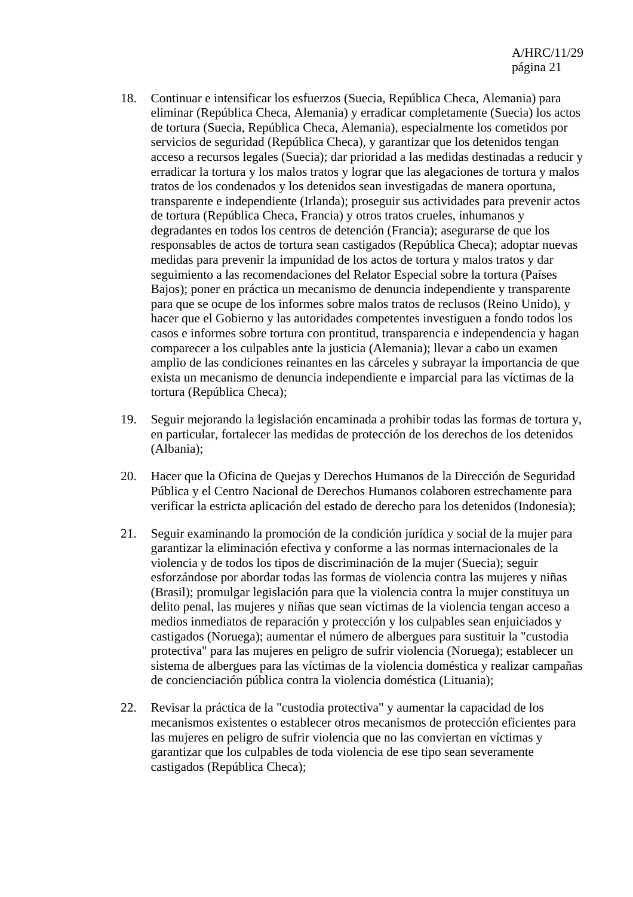18. Continuar e intensificar los esfuerzos (Suecia, República Checa, Alemania) para eliminar (República Checa, Alemania) y erradicar completamente (Suecia) los actos de tortura (Suecia, República Checa, Alemania), especialmente los cometidos por servicios de seguridad (República Checa), y garantizar que los detenidos tengan acceso a recursos legales (Suecia); dar prioridad a las medidas destinadas a reducir y erradicar la tortura y los malos tratos y lograr que las alegaciones de tortura y malos tratos de los condenados y los detenidos sean investigadas de manera oportuna, transparente e independiente (Irlanda); proseguir sus actividades para prevenir actos de tortura (República Checa, Francia) y otros tratos crueles, inhumanos y degradantes en todos los centros de detención (Francia); asegurarse de que los responsables de actos de tortura sean castigados (República Checa); adoptar nuevas medidas para prevenir la impunidad de los actos de tortura y malos tratos y dar seguimiento a las recomendaciones del Relator Especial sobre la tortura (Países Bajos); poner en práctica un mecanismo de denuncia independiente y transparente para que se ocupe de los informes sobre malos tratos de reclusos (Reino Unido), y hacer que el Gobierno y las autoridades competentes investiguen a fondo todos los casos e informes sobre tortura con prontitud, transparencia e independencia y hagan comparecer a los culpables ante la justicia (Alemania); llevar a cabo un examen amplio de las condiciones reinantes en las cárceles y subrayar la importancia de que exista un mecanismo de denuncia independiente e imparcial para las víctimas de la tortura (República Checa);

19. Seguir mejorando la legislación encaminada a prohibir todas las formas de tortura y, en particular, fortalecer las medidas de protección de los derechos de los detenidos (Albania);

20. Hacer que la Oficina de Quejas y Derechos Humanos de la Dirección de Seguridad Pública y el Centro Nacional de Derechos Humanos colaboren estrechamente para verificar la estricta aplicación del estado de derecho para los detenidos (Indonesia);

21. Seguir examinando la promoción de la condición jurídica y social de la mujer para garantizar la eliminación efectiva y conforme a las normas internacionales de la violencia y de todos los tipos de discriminación de la mujer (Suecia); seguir esforzándose por abordar todas las formas de violencia contra las mujeres y niñas (Brasil); promulgar legislación para que la violencia contra la mujer constituya un delito penal, las mujeres y niñas que sean víctimas de la violencia tengan acceso a medios inmediatos de reparación y protección y los culpables sean enjuiciados y castigados (Noruega); aumentar el número de albergues para sustituir la "custodia protectiva" para las mujeres en peligro de sufrir violencia (Noruega); establecer un sistema de albergues para las víctimas de la violencia doméstica y realizar campañas de concienciación pública contra la violencia doméstica (Lituania);

22. Revisar la práctica de la "custodia protectiva" y aumentar la capacidad de los mecanismos existentes o establecer otros mecanismos de protección eficientes para las mujeres en peligro de sufrir violencia que no las conviertan en víctimas y garantizar que los culpables de toda violencia de ese tipo sean severamente castigados (República Checa);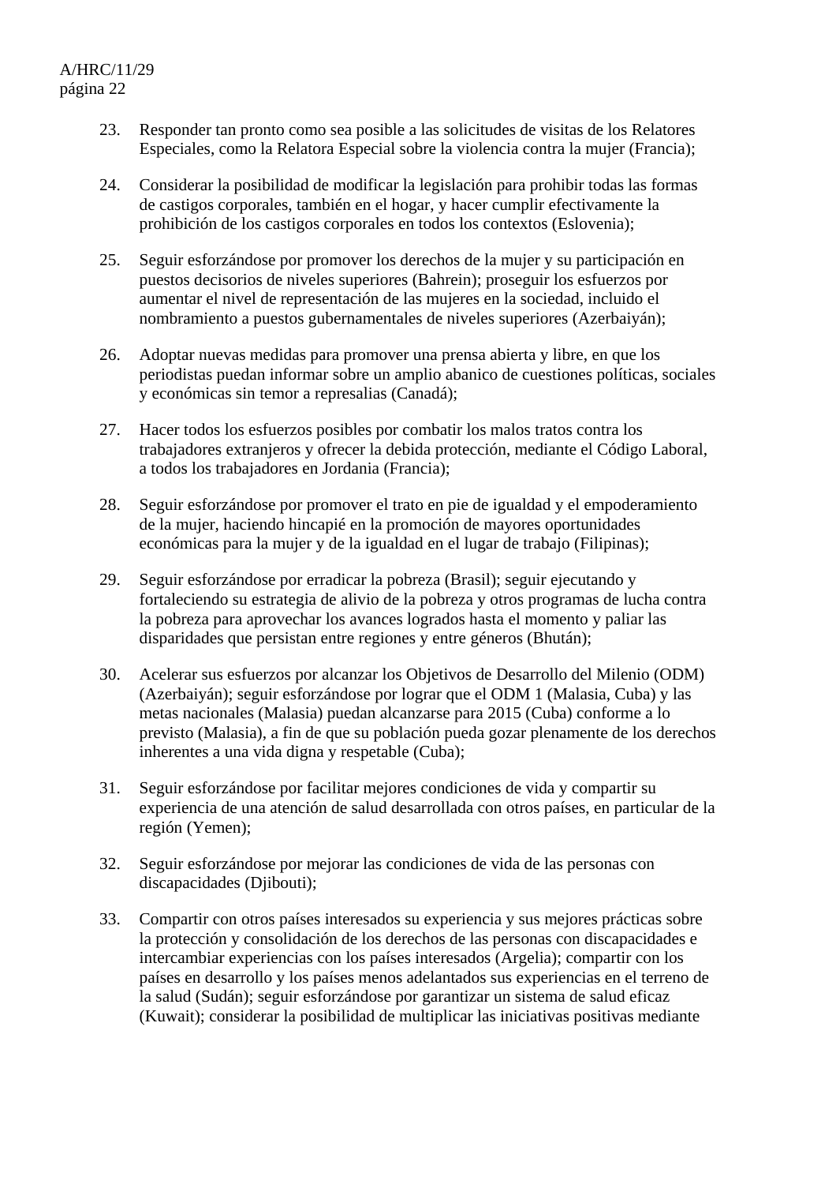23. Responder tan pronto como sea posible a las solicitudes de visitas de los Relatores Especiales, como la Relatora Especial sobre la violencia contra la mujer (Francia);

24. Considerar la posibilidad de modificar la legislación para prohibir todas las formas de castigos corporales, también en el hogar, y hacer cumplir efectivamente la prohibición de los castigos corporales en todos los contextos (Eslovenia);

25. Seguir esforzándose por promover los derechos de la mujer y su participación en puestos decisorios de niveles superiores (Bahrein); proseguir los esfuerzos por aumentar el nivel de representación de las mujeres en la sociedad, incluido el nombramiento a puestos gubernamentales de niveles superiores (Azerbaiyán);

26. Adoptar nuevas medidas para promover una prensa abierta y libre, en que los periodistas puedan informar sobre un amplio abanico de cuestiones políticas, sociales y económicas sin temor a represalias (Canadá);

27. Hacer todos los esfuerzos posibles por combatir los malos tratos contra los trabajadores extranjeros y ofrecer la debida protección, mediante el Código Laboral, a todos los trabajadores en Jordania (Francia);

28. Seguir esforzándose por promover el trato en pie de igualdad y el empoderamiento de la mujer, haciendo hincapié en la promoción de mayores oportunidades económicas para la mujer y de la igualdad en el lugar de trabajo (Filipinas);

29. Seguir esforzándose por erradicar la pobreza (Brasil); seguir ejecutando y fortaleciendo su estrategia de alivio de la pobreza y otros programas de lucha contra la pobreza para aprovechar los avances logrados hasta el momento y paliar las disparidades que persistan entre regiones y entre géneros (Bhután);

30. Acelerar sus esfuerzos por alcanzar los Objetivos de Desarrollo del Milenio (ODM) (Azerbaiyán); seguir esforzándose por lograr que el ODM 1 (Malasia, Cuba) y las metas nacionales (Malasia) puedan alcanzarse para 2015 (Cuba) conforme a lo previsto (Malasia), a fin de que su población pueda gozar plenamente de los derechos inherentes a una vida digna y respetable (Cuba);

31. Seguir esforzándose por facilitar mejores condiciones de vida y compartir su experiencia de una atención de salud desarrollada con otros países, en particular de la región (Yemen);

32. Seguir esforzándose por mejorar las condiciones de vida de las personas con discapacidades (Djibouti);

33. Compartir con otros países interesados su experiencia y sus mejores prácticas sobre la protección y consolidación de los derechos de las personas con discapacidades e intercambiar experiencias con los países interesados (Argelia); compartir con los países en desarrollo y los países menos adelantados sus experiencias en el terreno de la salud (Sudán); seguir esforzándose por garantizar un sistema de salud eficaz (Kuwait); considerar la posibilidad de multiplicar las iniciativas positivas mediante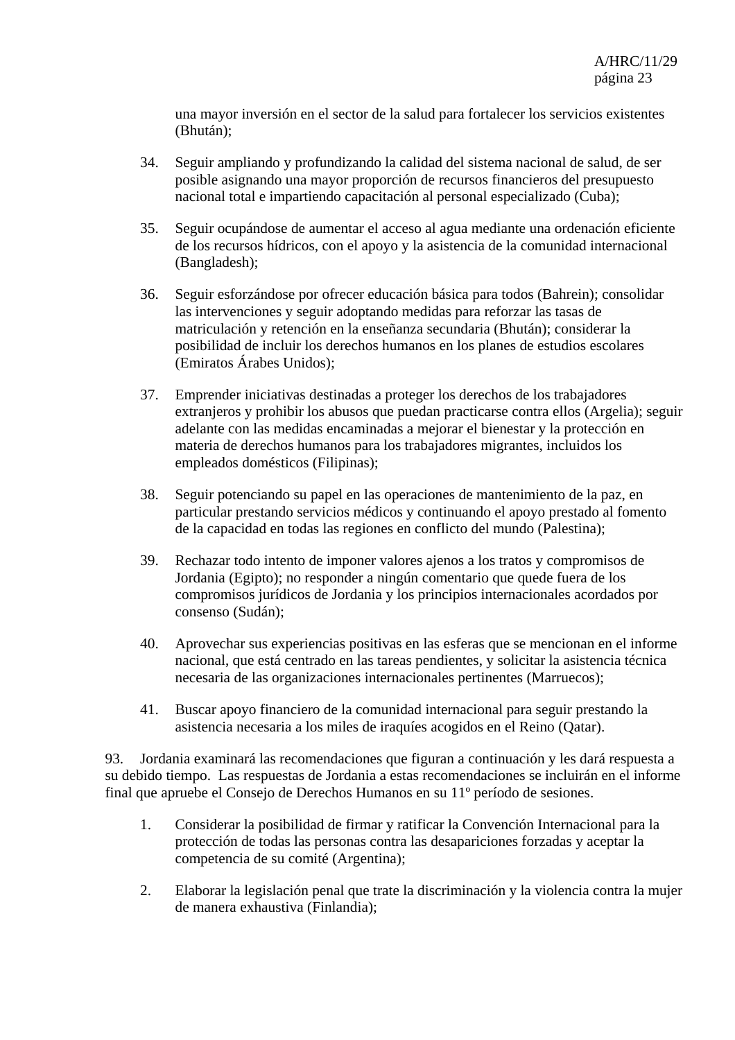una mayor inversión en el sector de la salud para fortalecer los servicios existentes (Bhután);

34. Seguir ampliando y profundizando la calidad del sistema nacional de salud, de ser posible asignando una mayor proporción de recursos financieros del presupuesto nacional total e impartiendo capacitación al personal especializado (Cuba);

35. Seguir ocupándose de aumentar el acceso al agua mediante una ordenación eficiente de los recursos hídricos, con el apoyo y la asistencia de la comunidad internacional (Bangladesh);

36. Seguir esforzándose por ofrecer educación básica para todos (Bahrein); consolidar las intervenciones y seguir adoptando medidas para reforzar las tasas de matriculación y retención en la enseñanza secundaria (Bhután); considerar la posibilidad de incluir los derechos humanos en los planes de estudios escolares (Emiratos Árabes Unidos);

37. Emprender iniciativas destinadas a proteger los derechos de los trabajadores extranjeros y prohibir los abusos que puedan practicarse contra ellos (Argelia); seguir adelante con las medidas encaminadas a mejorar el bienestar y la protección en materia de derechos humanos para los trabajadores migrantes, incluidos los empleados domésticos (Filipinas);

38. Seguir potenciando su papel en las operaciones de mantenimiento de la paz, en particular prestando servicios médicos y continuando el apoyo prestado al fomento de la capacidad en todas las regiones en conflicto del mundo (Palestina);

39. Rechazar todo intento de imponer valores ajenos a los tratos y compromisos de Jordania (Egipto); no responder a ningún comentario que quede fuera de los compromisos jurídicos de Jordania y los principios internacionales acordados por consenso (Sudán);

40. Aprovechar sus experiencias positivas en las esferas que se mencionan en el informe nacional, que está centrado en las tareas pendientes, y solicitar la asistencia técnica necesaria de las organizaciones internacionales pertinentes (Marruecos);

41. Buscar apoyo financiero de la comunidad internacional para seguir prestando la asistencia necesaria a los miles de iraquíes acogidos en el Reino (Qatar).

93. Jordania examinará las recomendaciones que figuran a continuación y les dará respuesta a su debido tiempo. Las respuestas de Jordania a estas recomendaciones se incluirán en el informe final que apruebe el Consejo de Derechos Humanos en su 11º período de sesiones.

1. Considerar la posibilidad de firmar y ratificar la Convención Internacional para la protección de todas las personas contra las desapariciones forzadas y aceptar la competencia de su comité (Argentina);

2. Elaborar la legislación penal que trate la discriminación y la violencia contra la mujer de manera exhaustiva (Finlandia);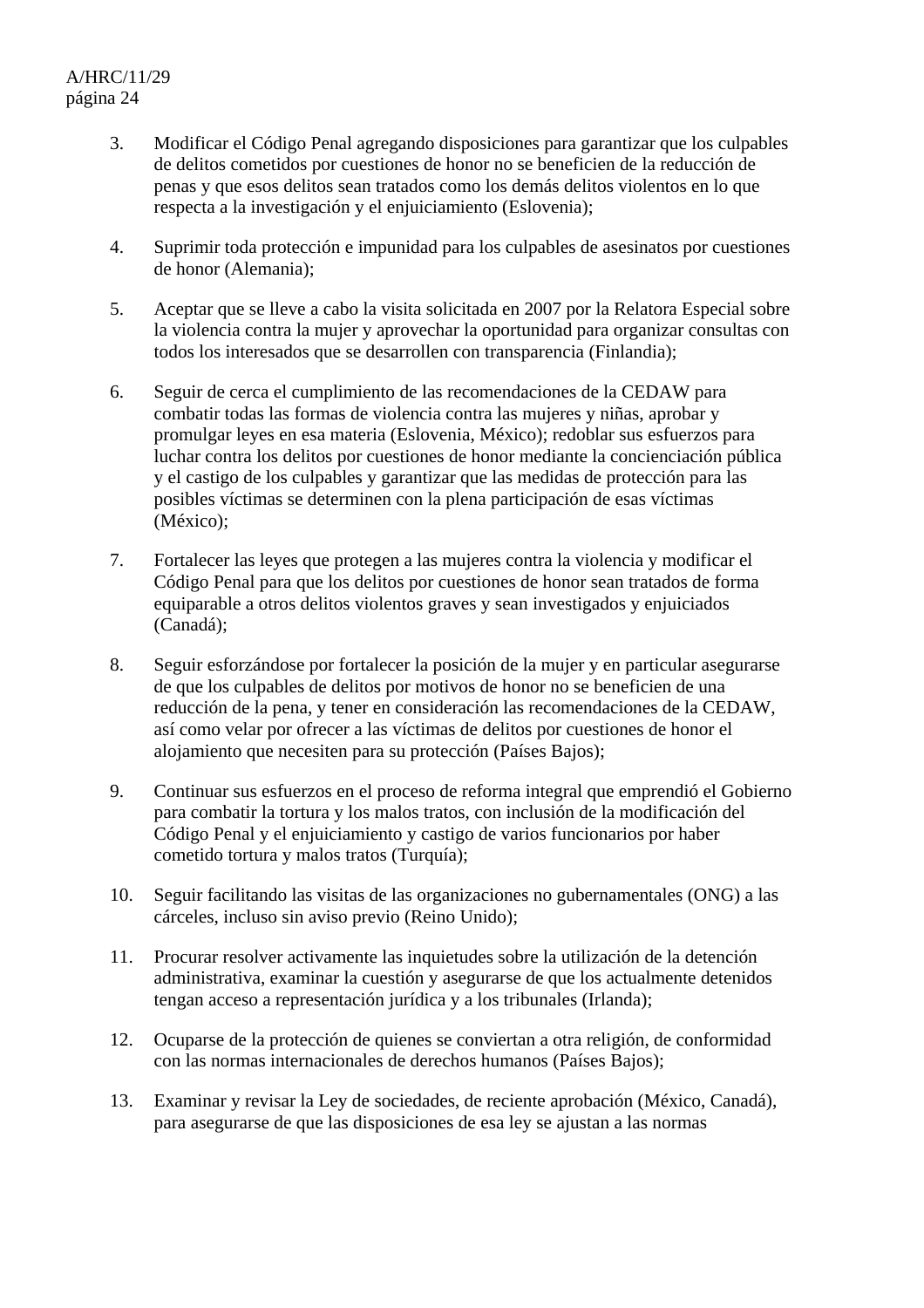3. Modificar el Código Penal agregando disposiciones para garantizar que los culpables de delitos cometidos por cuestiones de honor no se beneficien de la reducción de penas y que esos delitos sean tratados como los demás delitos violentos en lo que respecta a la investigación y el enjuiciamiento (Eslovenia);

4. Suprimir toda protección e impunidad para los culpables de asesinatos por cuestiones de honor (Alemania);

5. Aceptar que se lleve a cabo la visita solicitada en 2007 por la Relatora Especial sobre la violencia contra la mujer y aprovechar la oportunidad para organizar consultas con todos los interesados que se desarrollen con transparencia (Finlandia);

6. Seguir de cerca el cumplimiento de las recomendaciones de la CEDAW para combatir todas las formas de violencia contra las mujeres y niñas, aprobar y promulgar leyes en esa materia (Eslovenia, México); redoblar sus esfuerzos para luchar contra los delitos por cuestiones de honor mediante la concienciación pública y el castigo de los culpables y garantizar que las medidas de protección para las posibles víctimas se determinen con la plena participación de esas víctimas (México);

7. Fortalecer las leyes que protegen a las mujeres contra la violencia y modificar el Código Penal para que los delitos por cuestiones de honor sean tratados de forma equiparable a otros delitos violentos graves y sean investigados y enjuiciados (Canadá);

8. Seguir esforzándose por fortalecer la posición de la mujer y en particular asegurarse de que los culpables de delitos por motivos de honor no se beneficien de una reducción de la pena, y tener en consideración las recomendaciones de la CEDAW, así como velar por ofrecer a las víctimas de delitos por cuestiones de honor el alojamiento que necesiten para su protección (Países Bajos);

9. Continuar sus esfuerzos en el proceso de reforma integral que emprendió el Gobierno para combatir la tortura y los malos tratos, con inclusión de la modificación del Código Penal y el enjuiciamiento y castigo de varios funcionarios por haber cometido tortura y malos tratos (Turquía);

10. Seguir facilitando las visitas de las organizaciones no gubernamentales (ONG) a las cárceles, incluso sin aviso previo (Reino Unido);

11. Procurar resolver activamente las inquietudes sobre la utilización de la detención administrativa, examinar la cuestión y asegurarse de que los actualmente detenidos tengan acceso a representación jurídica y a los tribunales (Irlanda);

12. Ocuparse de la protección de quienes se conviertan a otra religión, de conformidad con las normas internacionales de derechos humanos (Países Bajos);

13. Examinar y revisar la Ley de sociedades, de reciente aprobación (México, Canadá), para asegurarse de que las disposiciones de esa ley se ajustan a las normas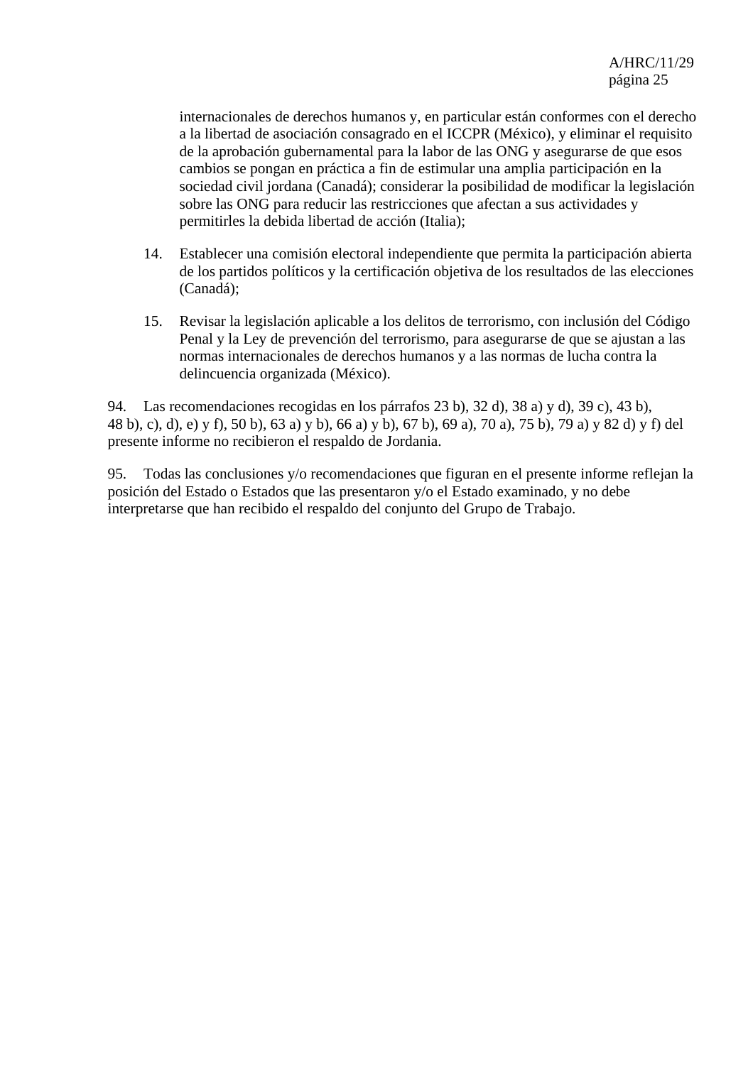internacionales de derechos humanos y, en particular están conformes con el derecho a la libertad de asociación consagrado en el ICCPR (México), y eliminar el requisito de la aprobación gubernamental para la labor de las ONG y asegurarse de que esos cambios se pongan en práctica a fin de estimular una amplia participación en la sociedad civil jordana (Canadá); considerar la posibilidad de modificar la legislación sobre las ONG para reducir las restricciones que afectan a sus actividades y permitirles la debida libertad de acción (Italia);

14. Establecer una comisión electoral independiente que permita la participación abierta de los partidos políticos y la certificación objetiva de los resultados de las elecciones (Canadá);

15. Revisar la legislación aplicable a los delitos de terrorismo, con inclusión del Código Penal y la Ley de prevención del terrorismo, para asegurarse de que se ajustan a las normas internacionales de derechos humanos y a las normas de lucha contra la delincuencia organizada (México).

94. Las recomendaciones recogidas en los párrafos 23 b), 32 d), 38 a) y d), 39 c), 43 b), 48 b), c), d), e) y f), 50 b), 63 a) y b), 66 a) y b), 67 b), 69 a), 70 a), 75 b), 79 a) y 82 d) y f) del presente informe no recibieron el respaldo de Jordania.

95. Todas las conclusiones y/o recomendaciones que figuran en el presente informe reflejan la posición del Estado o Estados que las presentaron y/o el Estado examinado, y no debe interpretarse que han recibido el respaldo del conjunto del Grupo de Trabajo.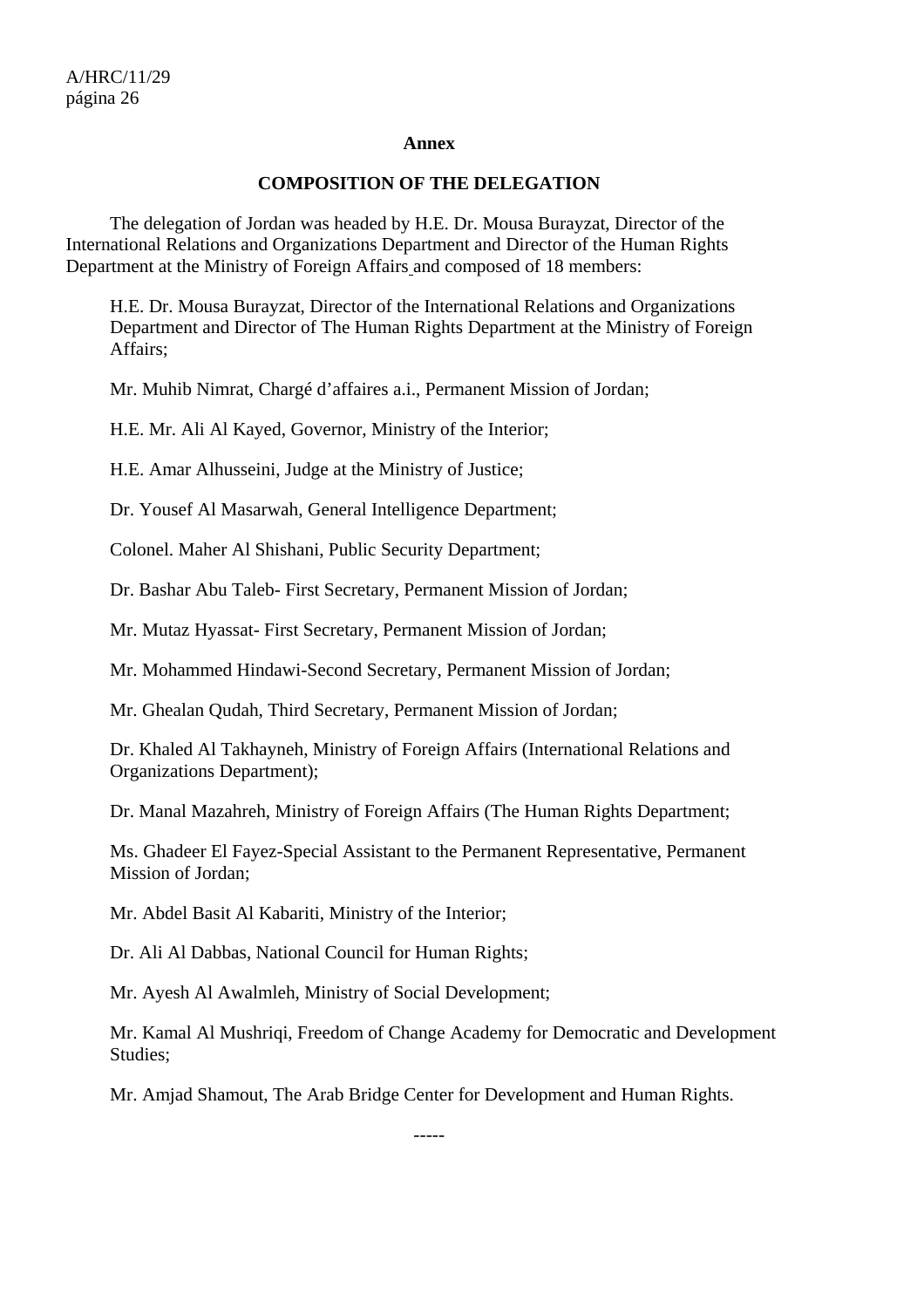**Annex**

**COMPOSITION OF THE DELEGATION**

The delegation of Jordan was headed by H.E. Dr. Mousa Burayzat, Director of the International Relations and Organizations Department and Director of the Human Rights Department at the Ministry of Foreign Affairs and composed of 18 members:

H.E. Dr. Mousa Burayzat, Director of the International Relations and Organizations Department and Director of The Human Rights Department at the Ministry of Foreign Affairs;

Mr. Muhib Nimrat, Chargé d'affaires a.i., Permanent Mission of Jordan;

H.E. Mr. Ali Al Kayed, Governor, Ministry of the Interior;

H.E. Amar Alhusseini, Judge at the Ministry of Justice;

Dr. Yousef Al Masarwah, General Intelligence Department;

Colonel. Maher Al Shishani, Public Security Department;

Dr. Bashar Abu Taleb- First Secretary, Permanent Mission of Jordan;

Mr. Mutaz Hyassat- First Secretary, Permanent Mission of Jordan;

Mr. Mohammed Hindawi-Second Secretary, Permanent Mission of Jordan;

Mr. Ghealan Qudah, Third Secretary, Permanent Mission of Jordan;

Dr. Khaled Al Takhayneh, Ministry of Foreign Affairs (International Relations and Organizations Department);

Dr. Manal Mazahreh, Ministry of Foreign Affairs (The Human Rights Department;

Ms. Ghadeer El Fayez-Special Assistant to the Permanent Representative, Permanent Mission of Jordan;

Mr. Abdel Basit Al Kabariti, Ministry of the Interior;

Dr. Ali Al Dabbas, National Council for Human Rights;

Mr. Ayesh Al Awalmleh, Ministry of Social Development;

Mr. Kamal Al Mushriqi, Freedom of Change Academy for Democratic and Development Studies;

Mr. Amjad Shamout, The Arab Bridge Center for Development and Human Rights.

-----